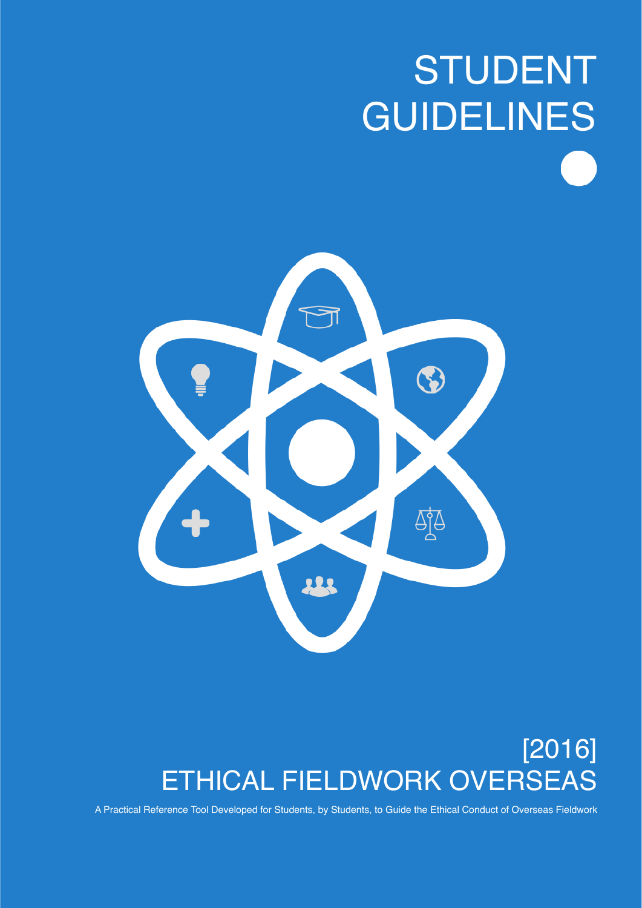# STUDENT GUIDELINES

## [2016]
## ETHICAL FIELDWORK OVERSEAS

A Practical Reference Tool Developed for Students, by Students, to Guide the Ethical Conduct of Overseas Fieldwork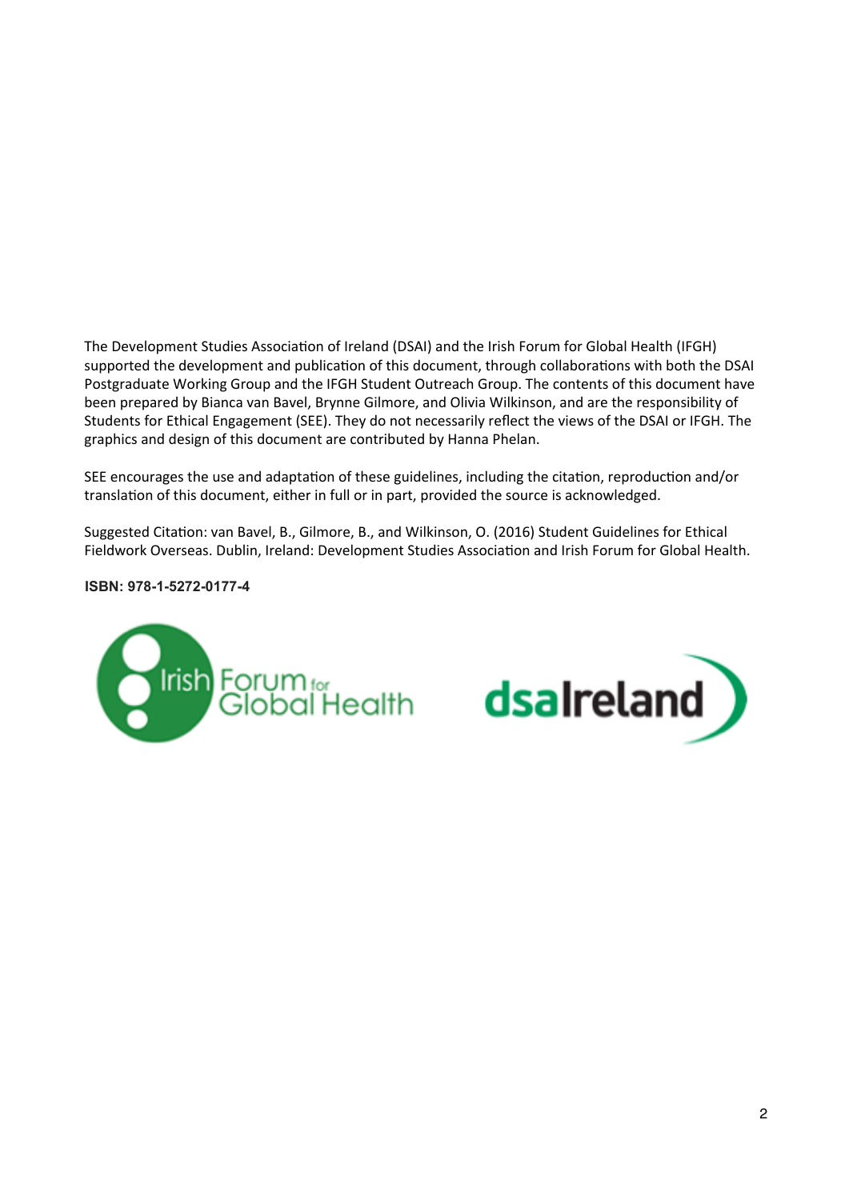The Development Studies Association of Ireland (DSAI) and the Irish Forum for Global Health (IFGH) supported the development and publication of this document, through collaborations with both the DSAI Postgraduate Working Group and the IFGH Student Outreach Group. The contents of this document have been prepared by Bianca van Bavel, Brynne Gilmore, and Olivia Wilkinson, and are the responsibility of Students for Ethical Engagement (SEE). They do not necessarily reflect the views of the DSAI or IFGH. The graphics and design of this document are contributed by Hanna Phelan.

SEE encourages the use and adaptation of these guidelines, including the citation, reproduction and/or translation of this document, either in full or in part, provided the source is acknowledged.

Suggested Citation: van Bavel, B., Gilmore, B., and Wilkinson, O. (2016) Student Guidelines for Ethical Fieldwork Overseas. Dublin, Ireland: Development Studies Association and Irish Forum for Global Health.

**ISBN: 978-1-5272-0177-4**

Irish Forum for Global Health

dsaIreland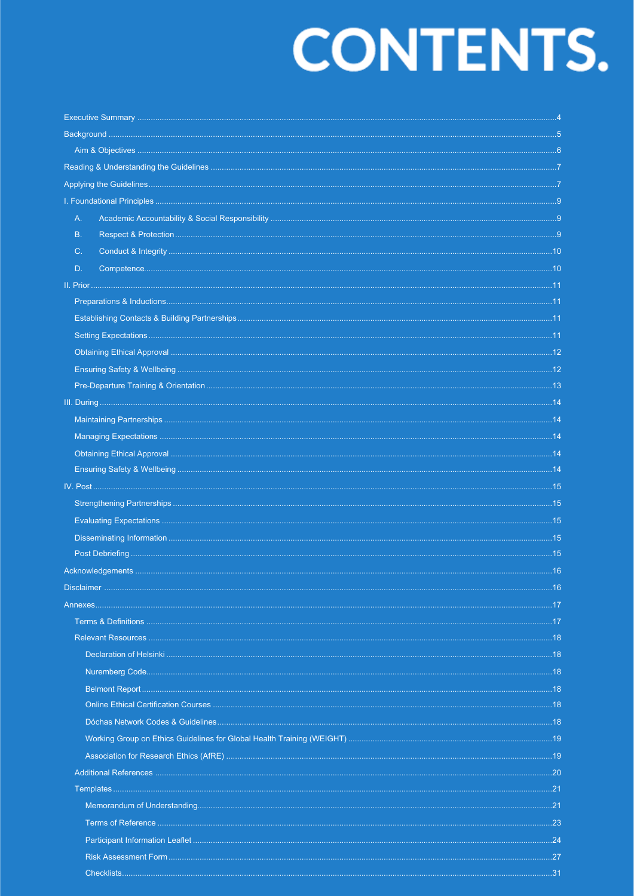# CONTENTS.

- Executive Summary .......... 4
- Background .......... 5
  - Aim & Objectives .......... 6
- Reading & Understanding the Guidelines .......... 7
- Applying the Guidelines .......... 7
- I. Foundational Principles .......... 9
  - A. Academic Accountability & Social Responsibility .......... 9
  - B. Respect & Protection .......... 9
  - C. Conduct & Integrity .......... 10
  - D. Competence .......... 10
- II. Prior .......... 11
  - Preparations & Inductions .......... 11
  - Establishing Contacts & Building Partnerships .......... 11
  - Setting Expectations .......... 11
  - Obtaining Ethical Approval .......... 12
  - Ensuring Safety & Wellbeing .......... 12
  - Pre-Departure Training & Orientation .......... 13
- III. During .......... 14
  - Maintaining Partnerships .......... 14
  - Managing Expectations .......... 14
  - Obtaining Ethical Approval .......... 14
  - Ensuring Safety & Wellbeing .......... 14
- IV. Post .......... 15
  - Strengthening Partnerships .......... 15
  - Evaluating Expectations .......... 15
  - Disseminating Information .......... 15
  - Post Debriefing .......... 15
- Acknowledgements .......... 16
- Disclaimer .......... 16
- Annexes .......... 17
  - Terms & Definitions .......... 17
  - Relevant Resources .......... 18
    - Declaration of Helsinki .......... 18
    - Nuremberg Code .......... 18
    - Belmont Report .......... 18
    - Online Ethical Certification Courses .......... 18
    - Dóchas Network Codes & Guidelines .......... 18
    - Working Group on Ethics Guidelines for Global Health Training (WEIGHT) .......... 19
    - Association for Research Ethics (AfRE) .......... 19
  - Additional References .......... 20
  - Templates .......... 21
    - Memorandum of Understanding .......... 21
    - Terms of Reference .......... 23
    - Participant Information Leaflet .......... 24
    - Risk Assessment Form .......... 27
    - Checklists .......... 31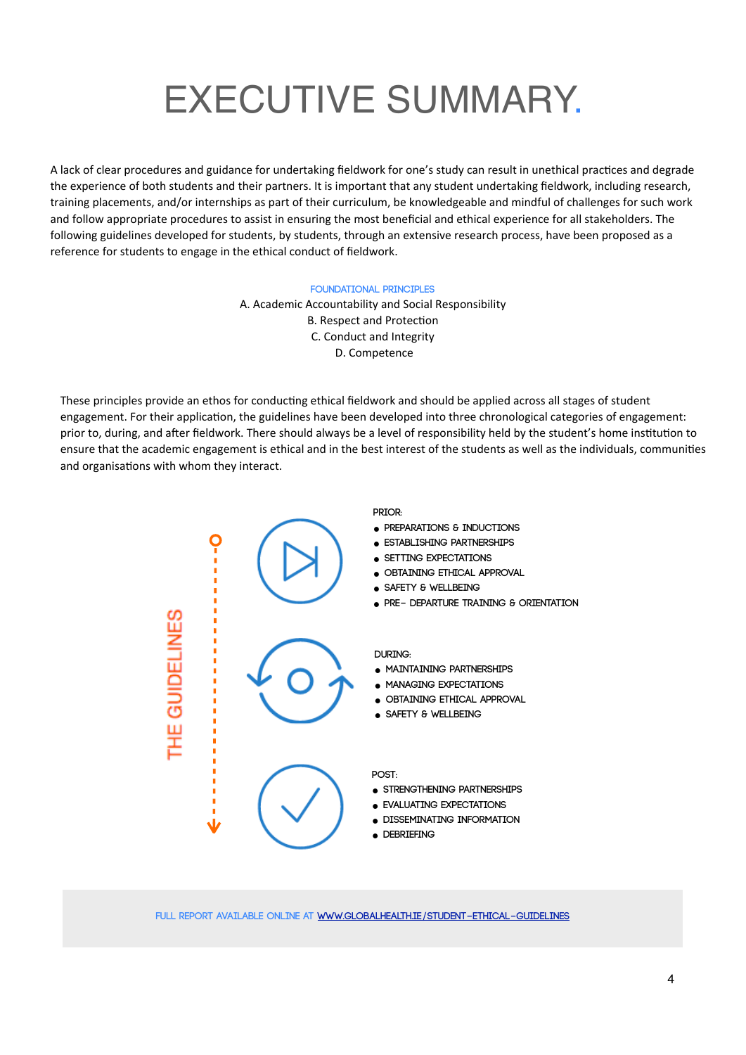# EXECUTIVE SUMMARY.

A lack of clear procedures and guidance for undertaking fieldwork for one's study can result in unethical practices and degrade the experience of both students and their partners. It is important that any student undertaking fieldwork, including research, training placements, and/or internships as part of their curriculum, be knowledgeable and mindful of challenges for such work and follow appropriate procedures to assist in ensuring the most beneficial and ethical experience for all stakeholders. The following guidelines developed for students, by students, through an extensive research process, have been proposed as a reference for students to engage in the ethical conduct of fieldwork.

**FOUNDATIONAL PRINCIPLES**

A. Academic Accountability and Social Responsibility
B. Respect and Protection
C. Conduct and Integrity
D. Competence

These principles provide an ethos for conducting ethical fieldwork and should be applied across all stages of student engagement. For their application, the guidelines have been developed into three chronological categories of engagement: prior to, during, and after fieldwork. There should always be a level of responsibility held by the student's home institution to ensure that the academic engagement is ethical and in the best interest of the students as well as the individuals, communities and organisations with whom they interact.

## THE GUIDELINES

PRIOR:

- PREPARATIONS & INDUCTIONS
- ESTABLISHING PARTNERSHIPS
- SETTING EXPECTATIONS
- OBTAINING ETHICAL APPROVAL
- SAFETY & WELLBEING
- PRE- DEPARTURE TRAINING & ORIENTATION

DURING:

- MAINTAINING PARTNERSHIPS
- MANAGING EXPECTATIONS
- OBTAINING ETHICAL APPROVAL
- SAFETY & WELLBEING

POST:

- STRENGTHENING PARTNERSHIPS
- EVALUATING EXPECTATIONS
- DISSEMINATING INFORMATION
- DEBRIEFING

FULL REPORT AVAILABLE ONLINE AT [WWW.GLOBALHEALTH.IE/STUDENT-ETHICAL-GUIDELINES](http://www.globalhealth.ie/student-ethical-guidelines)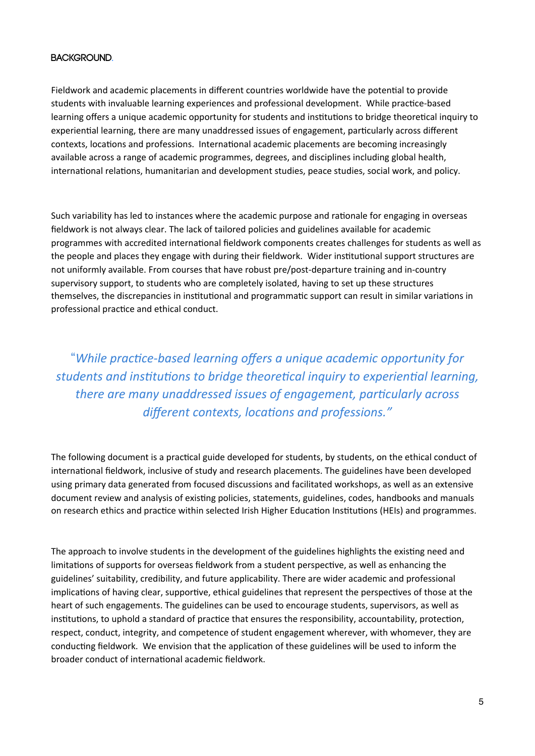## BACKGROUND.

Fieldwork and academic placements in different countries worldwide have the potential to provide students with invaluable learning experiences and professional development. While practice-based learning offers a unique academic opportunity for students and institutions to bridge theoretical inquiry to experiential learning, there are many unaddressed issues of engagement, particularly across different contexts, locations and professions. International academic placements are becoming increasingly available across a range of academic programmes, degrees, and disciplines including global health, international relations, humanitarian and development studies, peace studies, social work, and policy.

Such variability has led to instances where the academic purpose and rationale for engaging in overseas fieldwork is not always clear. The lack of tailored policies and guidelines available for academic programmes with accredited international fieldwork components creates challenges for students as well as the people and places they engage with during their fieldwork. Wider institutional support structures are not uniformly available. From courses that have robust pre/post-departure training and in-country supervisory support, to students who are completely isolated, having to set up these structures themselves, the discrepancies in institutional and programmatic support can result in similar variations in professional practice and ethical conduct.

> *"While practice-based learning offers a unique academic opportunity for students and institutions to bridge theoretical inquiry to experiential learning, there are many unaddressed issues of engagement, particularly across different contexts, locations and professions."*

The following document is a practical guide developed for students, by students, on the ethical conduct of international fieldwork, inclusive of study and research placements. The guidelines have been developed using primary data generated from focused discussions and facilitated workshops, as well as an extensive document review and analysis of existing policies, statements, guidelines, codes, handbooks and manuals on research ethics and practice within selected Irish Higher Education Institutions (HEIs) and programmes.

The approach to involve students in the development of the guidelines highlights the existing need and limitations of supports for overseas fieldwork from a student perspective, as well as enhancing the guidelines' suitability, credibility, and future applicability. There are wider academic and professional implications of having clear, supportive, ethical guidelines that represent the perspectives of those at the heart of such engagements. The guidelines can be used to encourage students, supervisors, as well as institutions, to uphold a standard of practice that ensures the responsibility, accountability, protection, respect, conduct, integrity, and competence of student engagement wherever, with whomever, they are conducting fieldwork. We envision that the application of these guidelines will be used to inform the broader conduct of international academic fieldwork.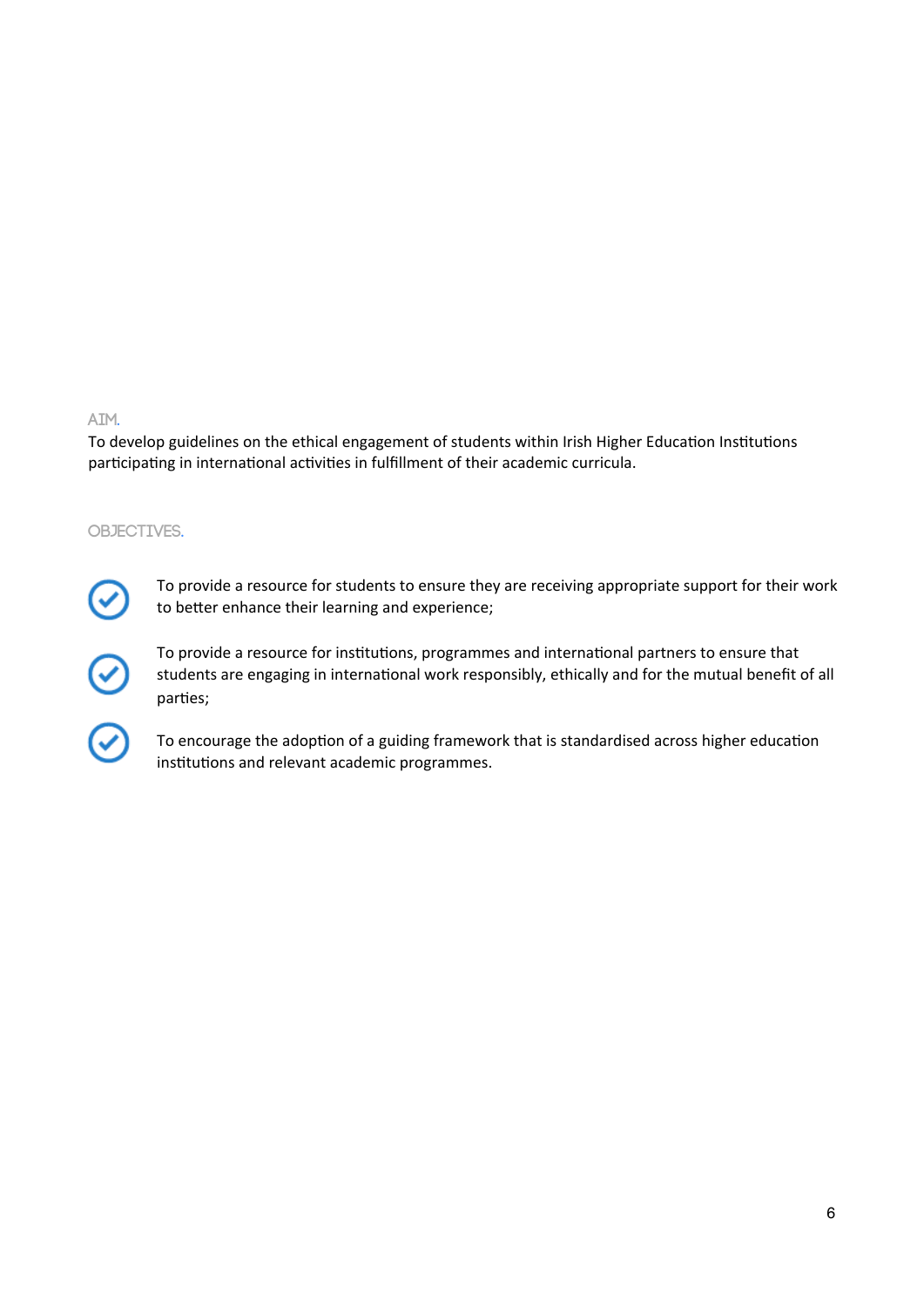## AIM.

To develop guidelines on the ethical engagement of students within Irish Higher Education Institutions participating in international activities in fulfillment of their academic curricula.

## OBJECTIVES.

- To provide a resource for students to ensure they are receiving appropriate support for their work to better enhance their learning and experience;
- To provide a resource for institutions, programmes and international partners to ensure that students are engaging in international work responsibly, ethically and for the mutual benefit of all parties;
- To encourage the adoption of a guiding framework that is standardised across higher education institutions and relevant academic programmes.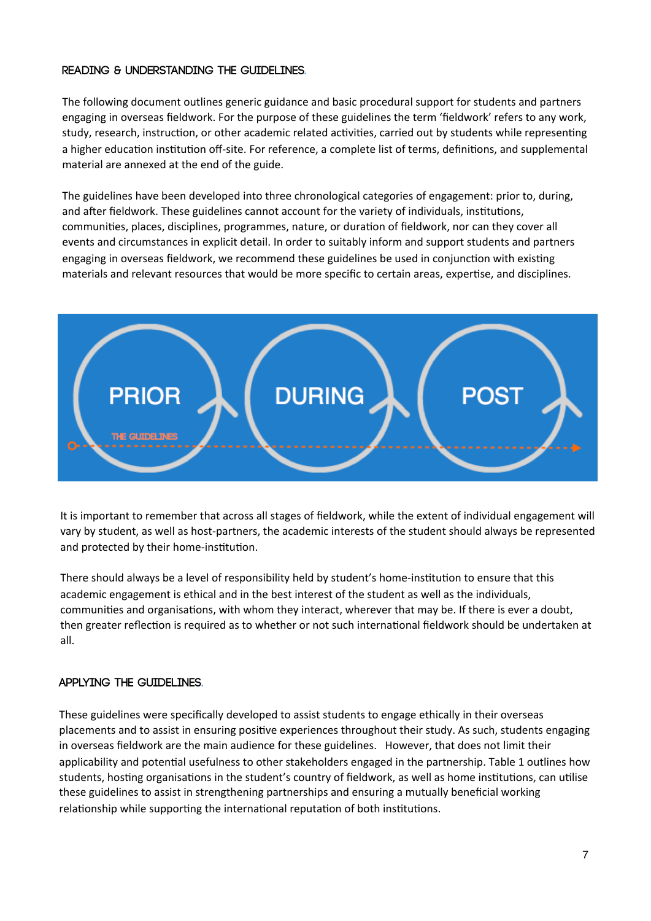## READING & UNDERSTANDING THE GUIDELINES.

The following document outlines generic guidance and basic procedural support for students and partners engaging in overseas fieldwork. For the purpose of these guidelines the term 'fieldwork' refers to any work, study, research, instruction, or other academic related activities, carried out by students while representing a higher education institution off-site. For reference, a complete list of terms, definitions, and supplemental material are annexed at the end of the guide.

The guidelines have been developed into three chronological categories of engagement: prior to, during, and after fieldwork. These guidelines cannot account for the variety of individuals, institutions, communities, places, disciplines, programmes, nature, or duration of fieldwork, nor can they cover all events and circumstances in explicit detail. In order to suitably inform and support students and partners engaging in overseas fieldwork, we recommend these guidelines be used in conjunction with existing materials and relevant resources that would be more specific to certain areas, expertise, and disciplines.

PRIOR — DURING — POST

THE GUIDELINES

It is important to remember that across all stages of fieldwork, while the extent of individual engagement will vary by student, as well as host-partners, the academic interests of the student should always be represented and protected by their home-institution.

There should always be a level of responsibility held by student's home-institution to ensure that this academic engagement is ethical and in the best interest of the student as well as the individuals, communities and organisations, with whom they interact, wherever that may be. If there is ever a doubt, then greater reflection is required as to whether or not such international fieldwork should be undertaken at all.

## APPLYING THE GUIDELINES.

These guidelines were specifically developed to assist students to engage ethically in their overseas placements and to assist in ensuring positive experiences throughout their study. As such, students engaging in overseas fieldwork are the main audience for these guidelines. However, that does not limit their applicability and potential usefulness to other stakeholders engaged in the partnership. Table 1 outlines how students, hosting organisations in the student's country of fieldwork, as well as home institutions, can utilise these guidelines to assist in strengthening partnerships and ensuring a mutually beneficial working relationship while supporting the international reputation of both institutions.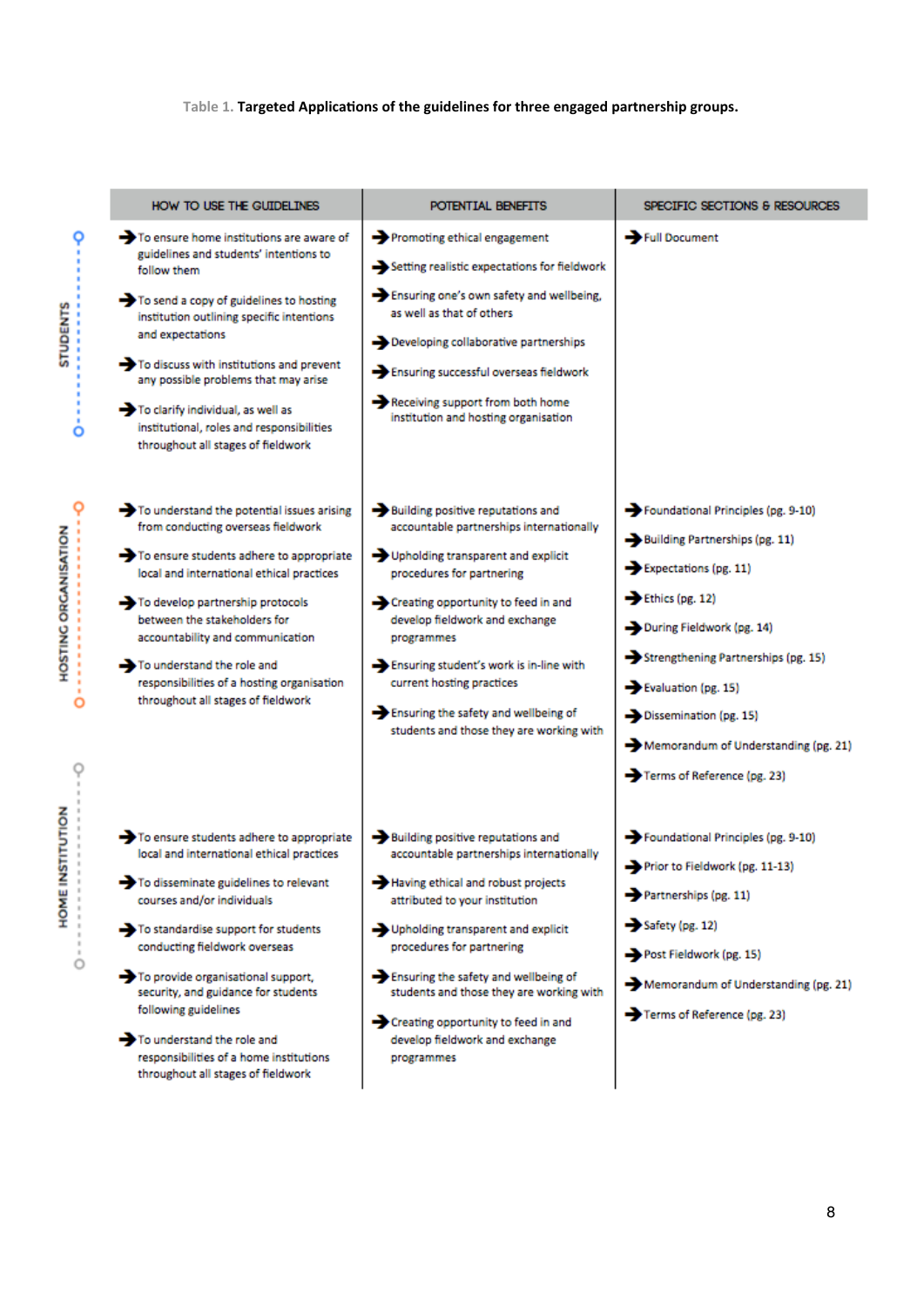Table 1. **Targeted Applications of the guidelines for three engaged partnership groups.**

| | HOW TO USE THE GUIDELINES | POTENTIAL BENEFITS | SPECIFIC SECTIONS & RESOURCES |
|---|---|---|---|
| STUDENTS | ➔ To ensure home institutions are aware of guidelines and students' intentions to follow them<br>➔ To send a copy of guidelines to hosting institution outlining specific intentions and expectations<br>➔ To discuss with institutions and prevent any possible problems that may arise<br>➔ To clarify individual, as well as institutional, roles and responsibilities throughout all stages of fieldwork | ➔ Promoting ethical engagement<br>➔ Setting realistic expectations for fieldwork<br>➔ Ensuring one's own safety and wellbeing, as well as that of others<br>➔ Developing collaborative partnerships<br>➔ Ensuring successful overseas fieldwork<br>➔ Receiving support from both home institution and hosting organisation | ➔ Full Document |
| HOSTING ORGANISATION | ➔ To understand the potential issues arising from conducting overseas fieldwork<br>➔ To ensure students adhere to appropriate local and international ethical practices<br>➔ To develop partnership protocols between the stakeholders for accountability and communication<br>➔ To understand the role and responsibilities of a hosting organisation throughout all stages of fieldwork | ➔ Building positive reputations and accountable partnerships internationally<br>➔ Upholding transparent and explicit procedures for partnering<br>➔ Creating opportunity to feed in and develop fieldwork and exchange programmes<br>➔ Ensuring student's work is in-line with current hosting practices<br>➔ Ensuring the safety and wellbeing of students and those they are working with | ➔ Foundational Principles (pg. 9-10)<br>➔ Building Partnerships (pg. 11)<br>➔ Expectations (pg. 11)<br>➔ Ethics (pg. 12)<br>➔ During Fieldwork (pg. 14)<br>➔ Strengthening Partnerships (pg. 15)<br>➔ Evaluation (pg. 15)<br>➔ Dissemination (pg. 15)<br>➔ Memorandum of Understanding (pg. 21)<br>➔ Terms of Reference (pg. 23) |
| HOME INSTITUTION | ➔ To ensure students adhere to appropriate local and international ethical practices<br>➔ To disseminate guidelines to relevant courses and/or individuals<br>➔ To standardise support for students conducting fieldwork overseas<br>➔ To provide organisational support, security, and guidance for students following guidelines<br>➔ To understand the role and responsibilities of a home institutions throughout all stages of fieldwork | ➔ Building positive reputations and accountable partnerships internationally<br>➔ Having ethical and robust projects attributed to your institution<br>➔ Upholding transparent and explicit procedures for partnering<br>➔ Ensuring the safety and wellbeing of students and those they are working with<br>➔ Creating opportunity to feed in and develop fieldwork and exchange programmes | ➔ Foundational Principles (pg. 9-10)<br>➔ Prior to Fieldwork (pg. 11-13)<br>➔ Partnerships (pg. 11)<br>➔ Safety (pg. 12)<br>➔ Post Fieldwork (pg. 15)<br>➔ Memorandum of Understanding (pg. 21)<br>➔ Terms of Reference (pg. 23) |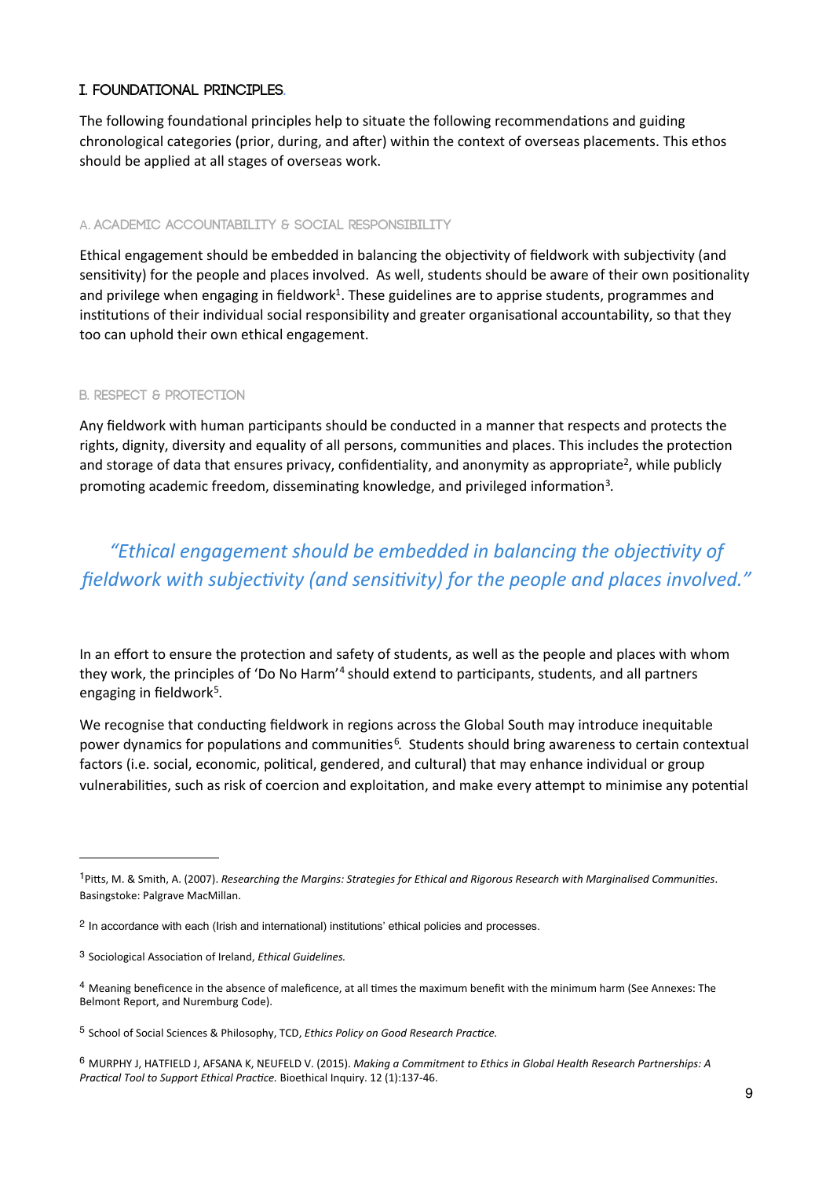## I. FOUNDATIONAL PRINCIPLES.

The following foundational principles help to situate the following recommendations and guiding chronological categories (prior, during, and after) within the context of overseas placements. This ethos should be applied at all stages of overseas work.

### A. ACADEMIC ACCOUNTABILITY & SOCIAL RESPONSIBILITY

Ethical engagement should be embedded in balancing the objectivity of fieldwork with subjectivity (and sensitivity) for the people and places involved. As well, students should be aware of their own positionality and privilege when engaging in fieldwork[1]. These guidelines are to apprise students, programmes and institutions of their individual social responsibility and greater organisational accountability, so that they too can uphold their own ethical engagement.

### B. RESPECT & PROTECTION

Any fieldwork with human participants should be conducted in a manner that respects and protects the rights, dignity, diversity and equality of all persons, communities and places. This includes the protection and storage of data that ensures privacy, confidentiality, and anonymity as appropriate[2], while publicly promoting academic freedom, disseminating knowledge, and privileged information[3].

> *"Ethical engagement should be embedded in balancing the objectivity of fieldwork with subjectivity (and sensitivity) for the people and places involved."*

In an effort to ensure the protection and safety of students, as well as the people and places with whom they work, the principles of 'Do No Harm'[4] should extend to participants, students, and all partners engaging in fieldwork[5].

We recognise that conducting fieldwork in regions across the Global South may introduce inequitable power dynamics for populations and communities[6]. Students should bring awareness to certain contextual factors (i.e. social, economic, political, gendered, and cultural) that may enhance individual or group vulnerabilities, such as risk of coercion and exploitation, and make every attempt to minimise any potential

---

[1] Pitts, M. & Smith, A. (2007). *Researching the Margins: Strategies for Ethical and Rigorous Research with Marginalised Communities*. Basingstoke: Palgrave MacMillan.

[2] In accordance with each (Irish and international) institutions' ethical policies and processes.

[3] Sociological Association of Ireland, *Ethical Guidelines.*

[4] Meaning beneficence in the absence of maleficence, at all times the maximum benefit with the minimum harm (See Annexes: The Belmont Report, and Nuremburg Code).

[5] School of Social Sciences & Philosophy, TCD, *Ethics Policy on Good Research Practice.*

[6] MURPHY J, HATFIELD J, AFSANA K, NEUFELD V. (2015). *Making a Commitment to Ethics in Global Health Research Partnerships: A Practical Tool to Support Ethical Practice.* Bioethical Inquiry. 12 (1):137-46.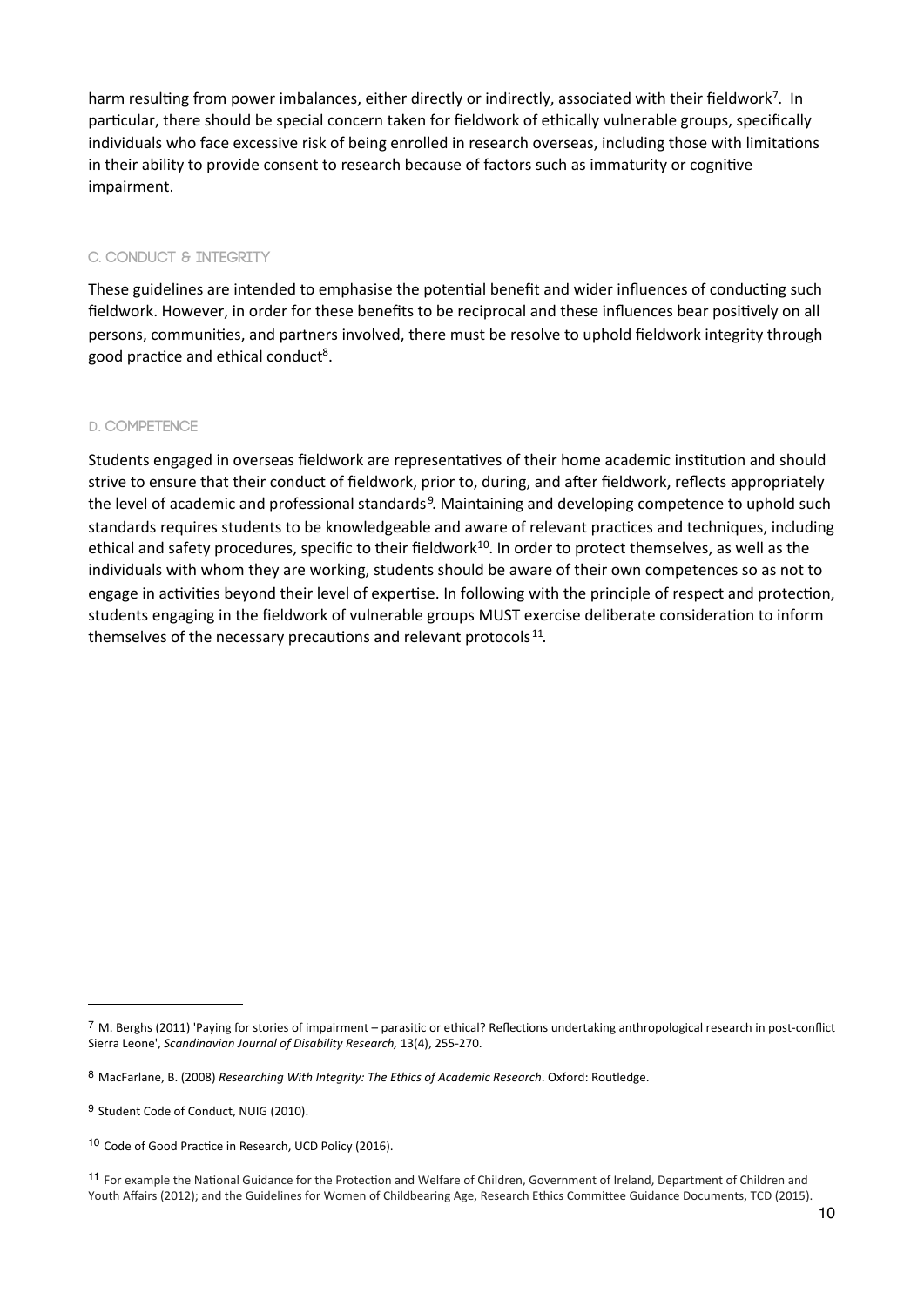harm resulting from power imbalances, either directly or indirectly, associated with their fieldwork[7]. In particular, there should be special concern taken for fieldwork of ethically vulnerable groups, specifically individuals who face excessive risk of being enrolled in research overseas, including those with limitations in their ability to provide consent to research because of factors such as immaturity or cognitive impairment.

### C. Conduct & Integrity

These guidelines are intended to emphasise the potential benefit and wider influences of conducting such fieldwork. However, in order for these benefits to be reciprocal and these influences bear positively on all persons, communities, and partners involved, there must be resolve to uphold fieldwork integrity through good practice and ethical conduct[8].

### D. Competence

Students engaged in overseas fieldwork are representatives of their home academic institution and should strive to ensure that their conduct of fieldwork, prior to, during, and after fieldwork, reflects appropriately the level of academic and professional standards[9]. Maintaining and developing competence to uphold such standards requires students to be knowledgeable and aware of relevant practices and techniques, including ethical and safety procedures, specific to their fieldwork[10]. In order to protect themselves, as well as the individuals with whom they are working, students should be aware of their own competences so as not to engage in activities beyond their level of expertise. In following with the principle of respect and protection, students engaging in the fieldwork of vulnerable groups MUST exercise deliberate consideration to inform themselves of the necessary precautions and relevant protocols[11].

---

[7] M. Berghs (2011) 'Paying for stories of impairment – parasitic or ethical? Reflections undertaking anthropological research in post-conflict Sierra Leone', *Scandinavian Journal of Disability Research,* 13(4), 255-270.

[8] MacFarlane, B. (2008) *Researching With Integrity: The Ethics of Academic Research*. Oxford: Routledge.

[9] Student Code of Conduct, NUIG (2010).

[10] Code of Good Practice in Research, UCD Policy (2016).

[11] For example the National Guidance for the Protection and Welfare of Children, Government of Ireland, Department of Children and Youth Affairs (2012); and the Guidelines for Women of Childbearing Age, Research Ethics Committee Guidance Documents, TCD (2015).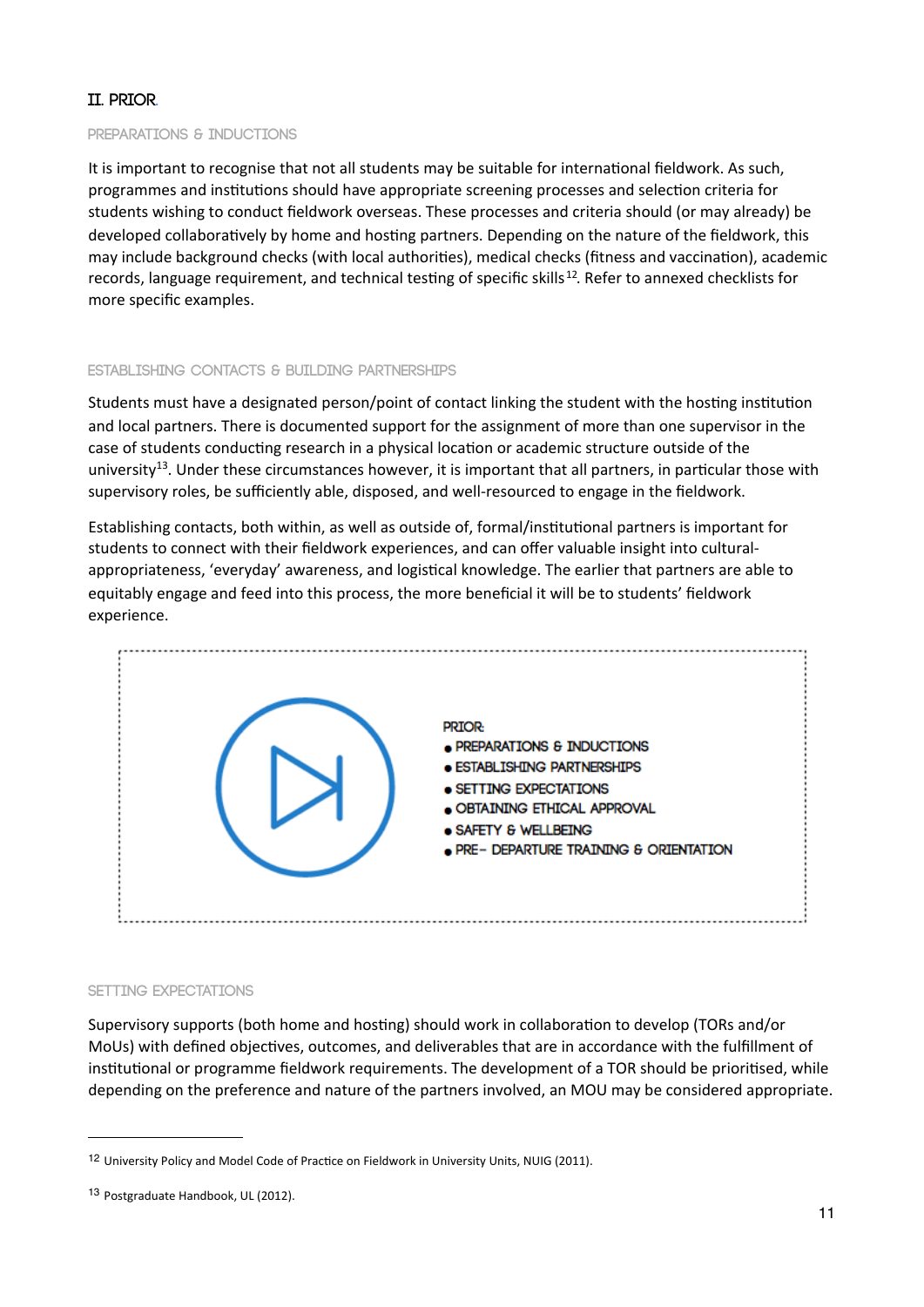## II. PRIOR

### PREPARATIONS & INDUCTIONS

It is important to recognise that not all students may be suitable for international fieldwork. As such, programmes and institutions should have appropriate screening processes and selection criteria for students wishing to conduct fieldwork overseas. These processes and criteria should (or may already) be developed collaboratively by home and hosting partners. Depending on the nature of the fieldwork, this may include background checks (with local authorities), medical checks (fitness and vaccination), academic records, language requirement, and technical testing of specific skills[12]. Refer to annexed checklists for more specific examples.

### ESTABLISHING CONTACTS & BUILDING PARTNERSHIPS

Students must have a designated person/point of contact linking the student with the hosting institution and local partners. There is documented support for the assignment of more than one supervisor in the case of students conducting research in a physical location or academic structure outside of the university[13]. Under these circumstances however, it is important that all partners, in particular those with supervisory roles, be sufficiently able, disposed, and well-resourced to engage in the fieldwork.

Establishing contacts, both within, as well as outside of, formal/institutional partners is important for students to connect with their fieldwork experiences, and can offer valuable insight into cultural-appropriateness, 'everyday' awareness, and logistical knowledge. The earlier that partners are able to equitably engage and feed into this process, the more beneficial it will be to students' fieldwork experience.

PRIOR:
- PREPARATIONS & INDUCTIONS
- ESTABLISHING PARTNERSHIPS
- SETTING EXPECTATIONS
- OBTAINING ETHICAL APPROVAL
- SAFETY & WELLBEING
- PRE- DEPARTURE TRAINING & ORIENTATION

### SETTING EXPECTATIONS

Supervisory supports (both home and hosting) should work in collaboration to develop (TORs and/or MoUs) with defined objectives, outcomes, and deliverables that are in accordance with the fulfillment of institutional or programme fieldwork requirements. The development of a TOR should be prioritised, while depending on the preference and nature of the partners involved, an MOU may be considered appropriate.

---

[12] University Policy and Model Code of Practice on Fieldwork in University Units, NUIG (2011).

[13] Postgraduate Handbook, UL (2012).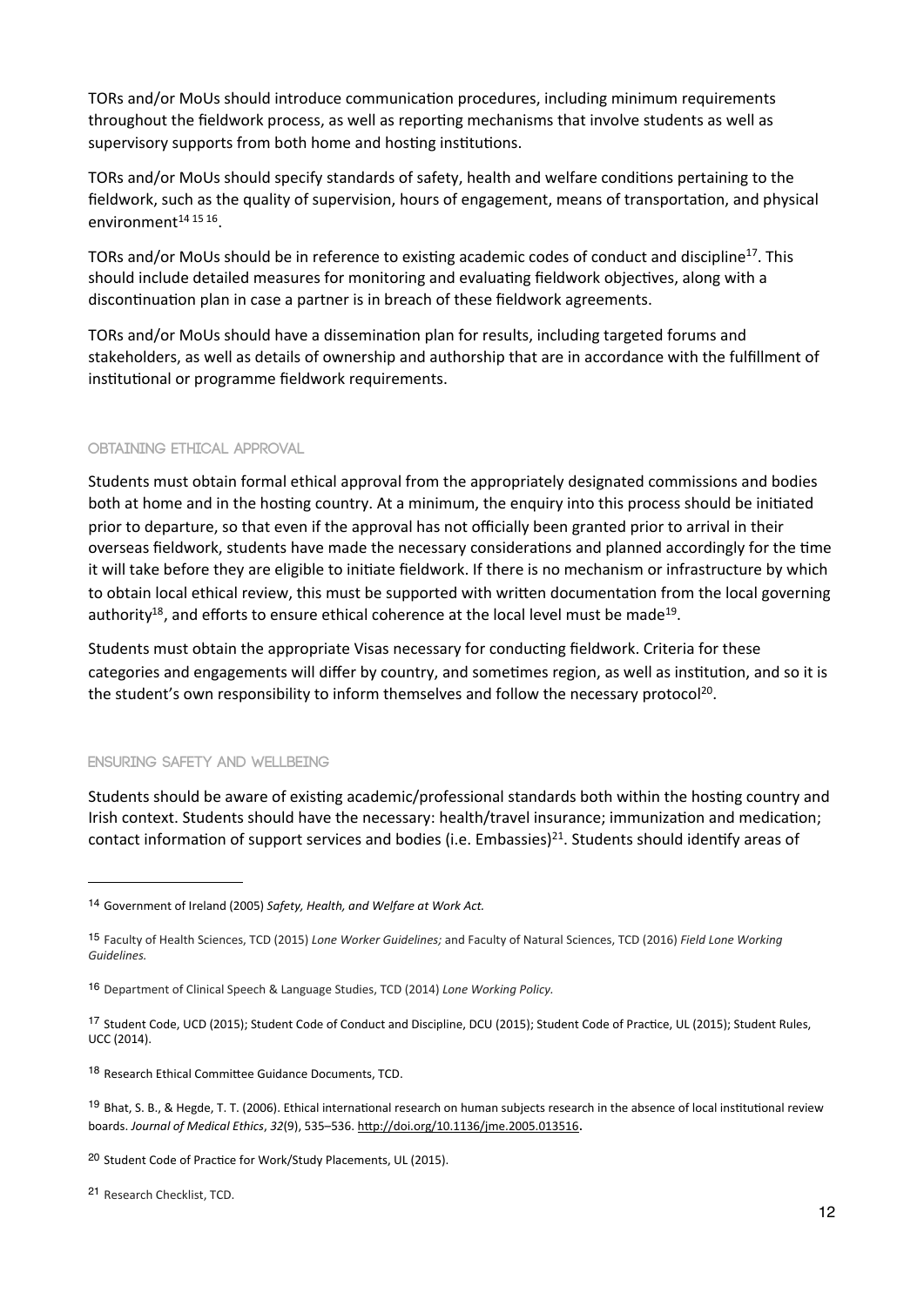TORs and/or MoUs should introduce communication procedures, including minimum requirements throughout the fieldwork process, as well as reporting mechanisms that involve students as well as supervisory supports from both home and hosting institutions.

TORs and/or MoUs should specify standards of safety, health and welfare conditions pertaining to the fieldwork, such as the quality of supervision, hours of engagement, means of transportation, and physical environment[14 15 16].

TORs and/or MoUs should be in reference to existing academic codes of conduct and discipline[17]. This should include detailed measures for monitoring and evaluating fieldwork objectives, along with a discontinuation plan in case a partner is in breach of these fieldwork agreements.

TORs and/or MoUs should have a dissemination plan for results, including targeted forums and stakeholders, as well as details of ownership and authorship that are in accordance with the fulfillment of institutional or programme fieldwork requirements.

### Obtaining Ethical Approval

Students must obtain formal ethical approval from the appropriately designated commissions and bodies both at home and in the hosting country. At a minimum, the enquiry into this process should be initiated prior to departure, so that even if the approval has not officially been granted prior to arrival in their overseas fieldwork, students have made the necessary considerations and planned accordingly for the time it will take before they are eligible to initiate fieldwork. If there is no mechanism or infrastructure by which to obtain local ethical review, this must be supported with written documentation from the local governing authority[18], and efforts to ensure ethical coherence at the local level must be made[19].

Students must obtain the appropriate Visas necessary for conducting fieldwork. Criteria for these categories and engagements will differ by country, and sometimes region, as well as institution, and so it is the student's own responsibility to inform themselves and follow the necessary protocol[20].

### Ensuring Safety and Wellbeing

Students should be aware of existing academic/professional standards both within the hosting country and Irish context. Students should have the necessary: health/travel insurance; immunization and medication; contact information of support services and bodies (i.e. Embassies)[21]. Students should identify areas of

---

14 Government of Ireland (2005) *Safety, Health, and Welfare at Work Act.*

15 Faculty of Health Sciences, TCD (2015) *Lone Worker Guidelines;* and Faculty of Natural Sciences, TCD (2016) *Field Lone Working Guidelines.*

16 Department of Clinical Speech & Language Studies, TCD (2014) *Lone Working Policy.*

17 Student Code, UCD (2015); Student Code of Conduct and Discipline, DCU (2015); Student Code of Practice, UL (2015); Student Rules, UCC (2014).

18 Research Ethical Committee Guidance Documents, TCD.

19 Bhat, S. B., & Hegde, T. T. (2006). Ethical international research on human subjects research in the absence of local institutional review boards. *Journal of Medical Ethics*, *32*(9), 535–536. http://doi.org/10.1136/jme.2005.013516.

20 Student Code of Practice for Work/Study Placements, UL (2015).

21 Research Checklist, TCD.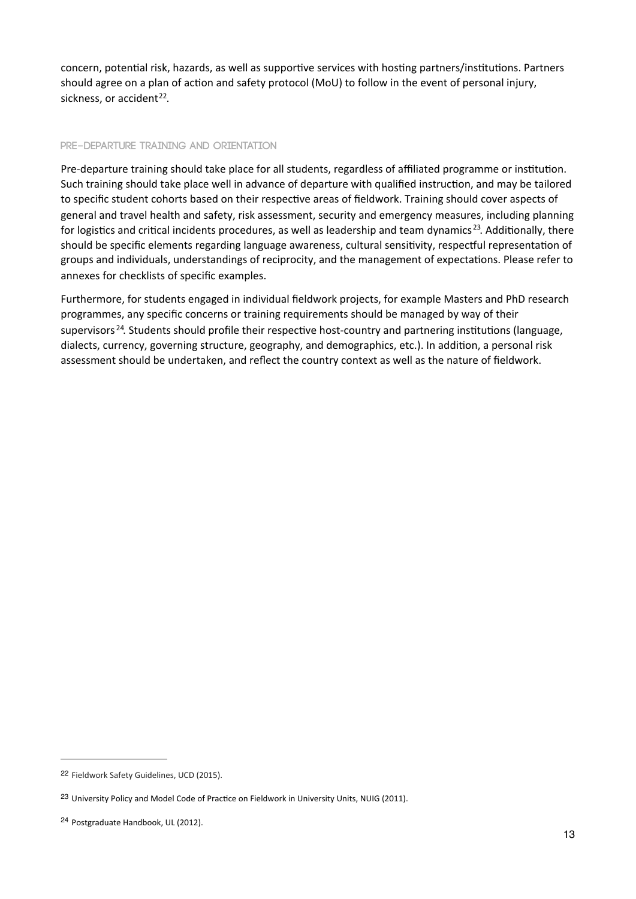concern, potential risk, hazards, as well as supportive services with hosting partners/institutions. Partners should agree on a plan of action and safety protocol (MoU) to follow in the event of personal injury, sickness, or accident[22].

### PRE-DEPARTURE TRAINING AND ORIENTATION

Pre-departure training should take place for all students, regardless of affiliated programme or institution. Such training should take place well in advance of departure with qualified instruction, and may be tailored to specific student cohorts based on their respective areas of fieldwork. Training should cover aspects of general and travel health and safety, risk assessment, security and emergency measures, including planning for logistics and critical incidents procedures, as well as leadership and team dynamics[23]. Additionally, there should be specific elements regarding language awareness, cultural sensitivity, respectful representation of groups and individuals, understandings of reciprocity, and the management of expectations. Please refer to annexes for checklists of specific examples.

Furthermore, for students engaged in individual fieldwork projects, for example Masters and PhD research programmes, any specific concerns or training requirements should be managed by way of their supervisors[24]. Students should profile their respective host-country and partnering institutions (language, dialects, currency, governing structure, geography, and demographics, etc.). In addition, a personal risk assessment should be undertaken, and reflect the country context as well as the nature of fieldwork.

---

[22] Fieldwork Safety Guidelines, UCD (2015).

[23] University Policy and Model Code of Practice on Fieldwork in University Units, NUIG (2011).

[24] Postgraduate Handbook, UL (2012).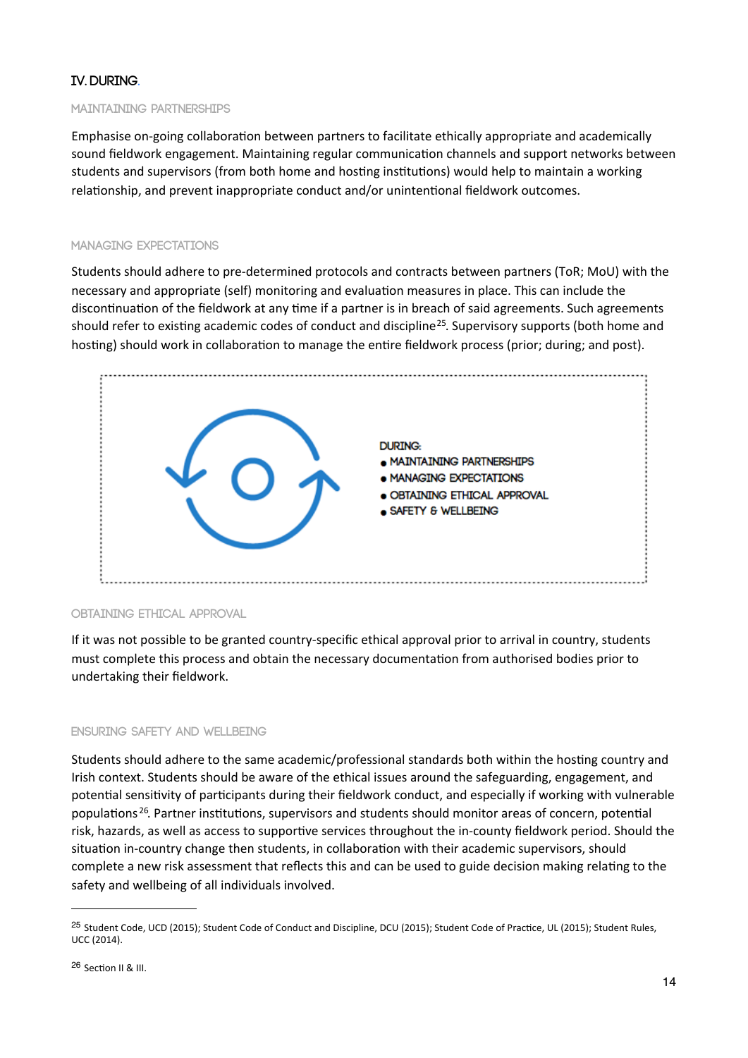## IV. DURING.

### MAINTAINING PARTNERSHIPS

Emphasise on-going collaboration between partners to facilitate ethically appropriate and academically sound fieldwork engagement. Maintaining regular communication channels and support networks between students and supervisors (from both home and hosting institutions) would help to maintain a working relationship, and prevent inappropriate conduct and/or unintentional fieldwork outcomes.

### MANAGING EXPECTATIONS

Students should adhere to pre-determined protocols and contracts between partners (ToR; MoU) with the necessary and appropriate (self) monitoring and evaluation measures in place. This can include the discontinuation of the fieldwork at any time if a partner is in breach of said agreements. Such agreements should refer to existing academic codes of conduct and discipline[25]. Supervisory supports (both home and hosting) should work in collaboration to manage the entire fieldwork process (prior; during; and post).

DURING:
- MAINTAINING PARTNERSHIPS
- MANAGING EXPECTATIONS
- OBTAINING ETHICAL APPROVAL
- SAFETY & WELLBEING

### OBTAINING ETHICAL APPROVAL

If it was not possible to be granted country-specific ethical approval prior to arrival in country, students must complete this process and obtain the necessary documentation from authorised bodies prior to undertaking their fieldwork.

### ENSURING SAFETY AND WELLBEING

Students should adhere to the same academic/professional standards both within the hosting country and Irish context. Students should be aware of the ethical issues around the safeguarding, engagement, and potential sensitivity of participants during their fieldwork conduct, and especially if working with vulnerable populations[26]. Partner institutions, supervisors and students should monitor areas of concern, potential risk, hazards, as well as access to supportive services throughout the in-county fieldwork period. Should the situation in-country change then students, in collaboration with their academic supervisors, should complete a new risk assessment that reflects this and can be used to guide decision making relating to the safety and wellbeing of all individuals involved.

---

[25] Student Code, UCD (2015); Student Code of Conduct and Discipline, DCU (2015); Student Code of Practice, UL (2015); Student Rules, UCC (2014).

[26] Section II & III.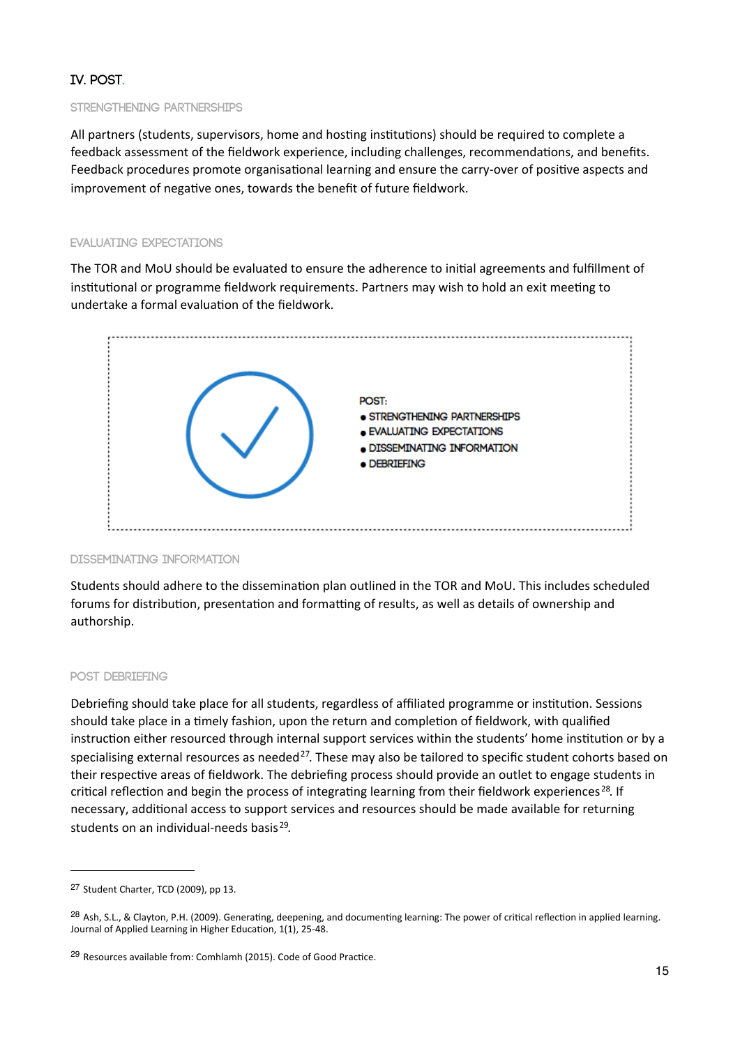## IV. POST.

### STRENGTHENING PARTNERSHIPS

All partners (students, supervisors, home and hosting institutions) should be required to complete a feedback assessment of the fieldwork experience, including challenges, recommendations, and benefits. Feedback procedures promote organisational learning and ensure the carry-over of positive aspects and improvement of negative ones, towards the benefit of future fieldwork.

### EVALUATING EXPECTATIONS

The TOR and MoU should be evaluated to ensure the adherence to initial agreements and fulfillment of institutional or programme fieldwork requirements. Partners may wish to hold an exit meeting to undertake a formal evaluation of the fieldwork.

POST:

- STRENGTHENING PARTNERSHIPS
- EVALUATING EXPECTATIONS
- DISSEMINATING INFORMATION
- DEBRIEFING

### DISSEMINATING INFORMATION

Students should adhere to the dissemination plan outlined in the TOR and MoU. This includes scheduled forums for distribution, presentation and formatting of results, as well as details of ownership and authorship.

### POST DEBRIEFING

Debriefing should take place for all students, regardless of affiliated programme or institution. Sessions should take place in a timely fashion, upon the return and completion of fieldwork, with qualified instruction either resourced through internal support services within the students' home institution or by a specialising external resources as needed[27]. These may also be tailored to specific student cohorts based on their respective areas of fieldwork. The debriefing process should provide an outlet to engage students in critical reflection and begin the process of integrating learning from their fieldwork experiences[28]. If necessary, additional access to support services and resources should be made available for returning students on an individual-needs basis[29].

---

[27] Student Charter, TCD (2009), pp 13.

[28] Ash, S.L., & Clayton, P.H. (2009). Generating, deepening, and documenting learning: The power of critical reflection in applied learning. Journal of Applied Learning in Higher Education, 1(1), 25-48.

[29] Resources available from: Comhlamh (2015). Code of Good Practice.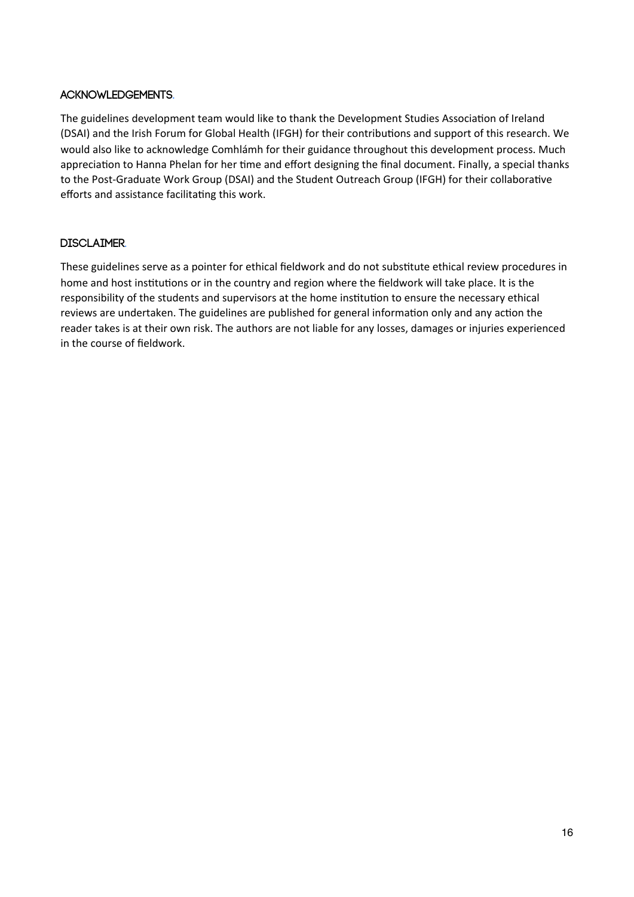## ACKNOWLEDGEMENTS.

The guidelines development team would like to thank the Development Studies Association of Ireland (DSAI) and the Irish Forum for Global Health (IFGH) for their contributions and support of this research. We would also like to acknowledge Comhlámh for their guidance throughout this development process. Much appreciation to Hanna Phelan for her time and effort designing the final document. Finally, a special thanks to the Post-Graduate Work Group (DSAI) and the Student Outreach Group (IFGH) for their collaborative efforts and assistance facilitating this work.

## DISCLAIMER.

These guidelines serve as a pointer for ethical fieldwork and do not substitute ethical review procedures in home and host institutions or in the country and region where the fieldwork will take place. It is the responsibility of the students and supervisors at the home institution to ensure the necessary ethical reviews are undertaken. The guidelines are published for general information only and any action the reader takes is at their own risk. The authors are not liable for any losses, damages or injuries experienced in the course of fieldwork.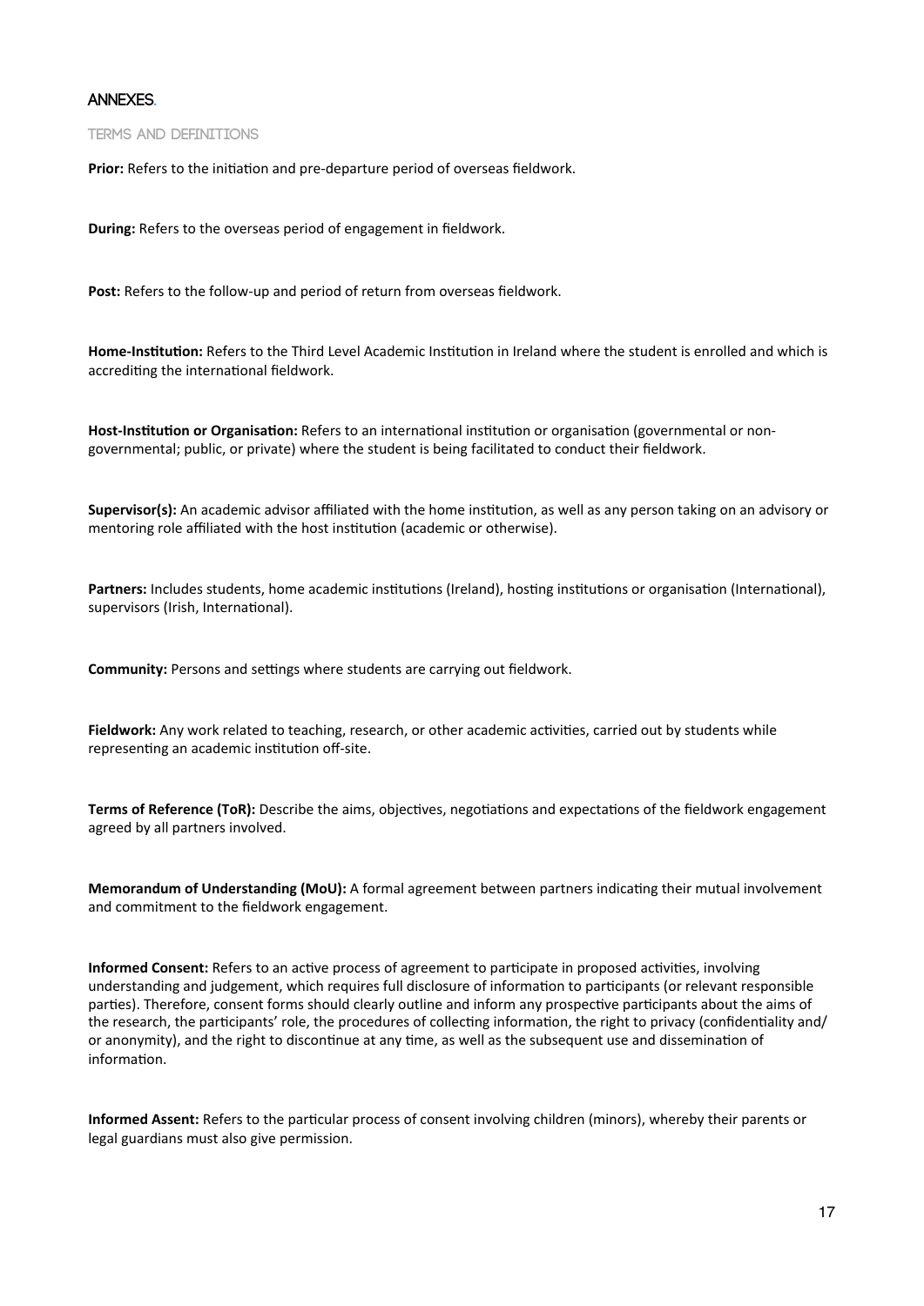## ANNEXES.

### TERMS AND DEFINITIONS

**Prior:** Refers to the initiation and pre-departure period of overseas fieldwork.

**During:** Refers to the overseas period of engagement in fieldwork.

**Post:** Refers to the follow-up and period of return from overseas fieldwork.

**Home-Institution:** Refers to the Third Level Academic Institution in Ireland where the student is enrolled and which is accrediting the international fieldwork.

**Host-Institution or Organisation:** Refers to an international institution or organisation (governmental or non-governmental; public, or private) where the student is being facilitated to conduct their fieldwork.

**Supervisor(s):** An academic advisor affiliated with the home institution, as well as any person taking on an advisory or mentoring role affiliated with the host institution (academic or otherwise).

**Partners:** Includes students, home academic institutions (Ireland), hosting institutions or organisation (International), supervisors (Irish, International).

**Community:** Persons and settings where students are carrying out fieldwork.

**Fieldwork:** Any work related to teaching, research, or other academic activities, carried out by students while representing an academic institution off-site.

**Terms of Reference (ToR):** Describe the aims, objectives, negotiations and expectations of the fieldwork engagement agreed by all partners involved.

**Memorandum of Understanding (MoU):** A formal agreement between partners indicating their mutual involvement and commitment to the fieldwork engagement.

**Informed Consent:** Refers to an active process of agreement to participate in proposed activities, involving understanding and judgement, which requires full disclosure of information to participants (or relevant responsible parties). Therefore, consent forms should clearly outline and inform any prospective participants about the aims of the research, the participants' role, the procedures of collecting information, the right to privacy (confidentiality and/or anonymity), and the right to discontinue at any time, as well as the subsequent use and dissemination of information.

**Informed Assent:** Refers to the particular process of consent involving children (minors), whereby their parents or legal guardians must also give permission.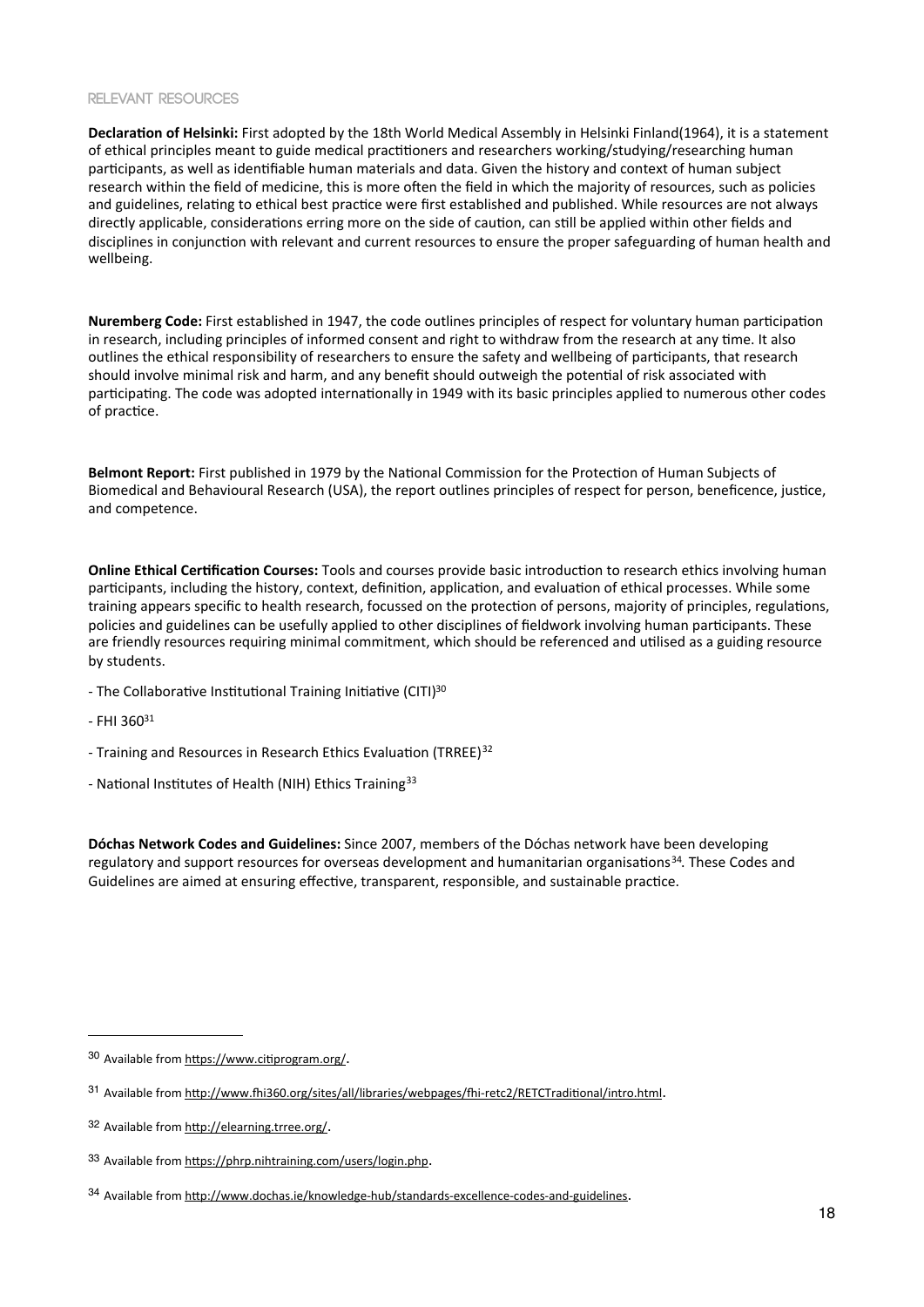## RELEVANT RESOURCES

**Declaration of Helsinki:** First adopted by the 18th World Medical Assembly in Helsinki Finland(1964), it is a statement of ethical principles meant to guide medical practitioners and researchers working/studying/researching human participants, as well as identifiable human materials and data. Given the history and context of human subject research within the field of medicine, this is more often the field in which the majority of resources, such as policies and guidelines, relating to ethical best practice were first established and published. While resources are not always directly applicable, considerations erring more on the side of caution, can still be applied within other fields and disciplines in conjunction with relevant and current resources to ensure the proper safeguarding of human health and wellbeing.

**Nuremberg Code:** First established in 1947, the code outlines principles of respect for voluntary human participation in research, including principles of informed consent and right to withdraw from the research at any time. It also outlines the ethical responsibility of researchers to ensure the safety and wellbeing of participants, that research should involve minimal risk and harm, and any benefit should outweigh the potential of risk associated with participating. The code was adopted internationally in 1949 with its basic principles applied to numerous other codes of practice.

**Belmont Report:** First published in 1979 by the National Commission for the Protection of Human Subjects of Biomedical and Behavioural Research (USA), the report outlines principles of respect for person, beneficence, justice, and competence.

**Online Ethical Certification Courses:** Tools and courses provide basic introduction to research ethics involving human participants, including the history, context, definition, application, and evaluation of ethical processes. While some training appears specific to health research, focussed on the protection of persons, majority of principles, regulations, policies and guidelines can be usefully applied to other disciplines of fieldwork involving human participants. These are friendly resources requiring minimal commitment, which should be referenced and utilised as a guiding resource by students.

- The Collaborative Institutional Training Initiative (CITI)[30]
- FHI 360[31]
- Training and Resources in Research Ethics Evaluation (TRREE)[32]
- National Institutes of Health (NIH) Ethics Training[33]

**Dóchas Network Codes and Guidelines:** Since 2007, members of the Dóchas network have been developing regulatory and support resources for overseas development and humanitarian organisations[34]. These Codes and Guidelines are aimed at ensuring effective, transparent, responsible, and sustainable practice.

---

30 Available from https://www.citiprogram.org/.

31 Available from http://www.fhi360.org/sites/all/libraries/webpages/fhi-retc2/RETCTraditional/intro.html.

32 Available from http://elearning.trree.org/.

33 Available from https://phrp.nihtraining.com/users/login.php.

34 Available from http://www.dochas.ie/knowledge-hub/standards-excellence-codes-and-guidelines.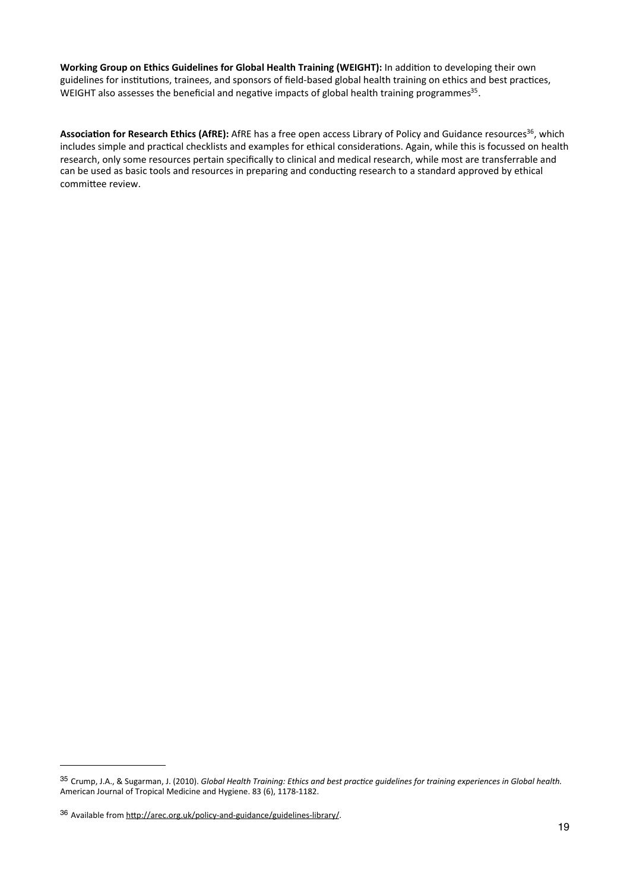**Working Group on Ethics Guidelines for Global Health Training (WEIGHT):** In addition to developing their own guidelines for institutions, trainees, and sponsors of field-based global health training on ethics and best practices, WEIGHT also assesses the beneficial and negative impacts of global health training programmes[35].

**Association for Research Ethics (AfRE):** AfRE has a free open access Library of Policy and Guidance resources[36], which includes simple and practical checklists and examples for ethical considerations. Again, while this is focussed on health research, only some resources pertain specifically to clinical and medical research, while most are transferrable and can be used as basic tools and resources in preparing and conducting research to a standard approved by ethical committee review.

---

[35] Crump, J.A., & Sugarman, J. (2010). *Global Health Training: Ethics and best practice guidelines for training experiences in Global health.* American Journal of Tropical Medicine and Hygiene. 83 (6), 1178-1182.

[36] Available from http://arec.org.uk/policy-and-guidance/guidelines-library/.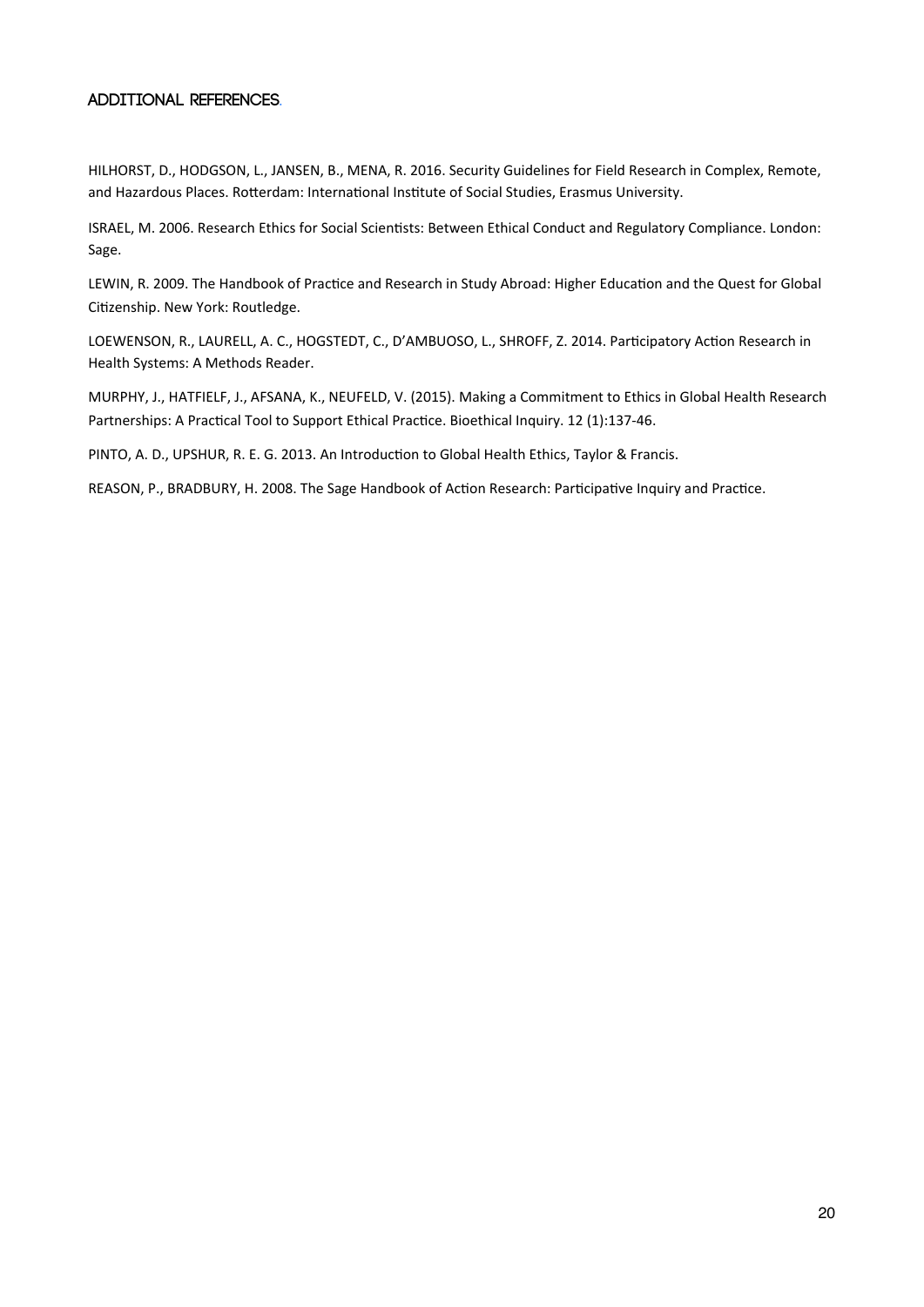## ADDITIONAL REFERENCES.

HILHORST, D., HODGSON, L., JANSEN, B., MENA, R. 2016. Security Guidelines for Field Research in Complex, Remote, and Hazardous Places. Rotterdam: International Institute of Social Studies, Erasmus University.

ISRAEL, M. 2006. Research Ethics for Social Scientists: Between Ethical Conduct and Regulatory Compliance. London: Sage.

LEWIN, R. 2009. The Handbook of Practice and Research in Study Abroad: Higher Education and the Quest for Global Citizenship. New York: Routledge.

LOEWENSON, R., LAURELL, A. C., HOGSTEDT, C., D'AMBUOSO, L., SHROFF, Z. 2014. Participatory Action Research in Health Systems: A Methods Reader.

MURPHY, J., HATFIELF, J., AFSANA, K., NEUFELD, V. (2015). Making a Commitment to Ethics in Global Health Research Partnerships: A Practical Tool to Support Ethical Practice. Bioethical Inquiry. 12 (1):137-46.

PINTO, A. D., UPSHUR, R. E. G. 2013. An Introduction to Global Health Ethics, Taylor & Francis.

REASON, P., BRADBURY, H. 2008. The Sage Handbook of Action Research: Participative Inquiry and Practice.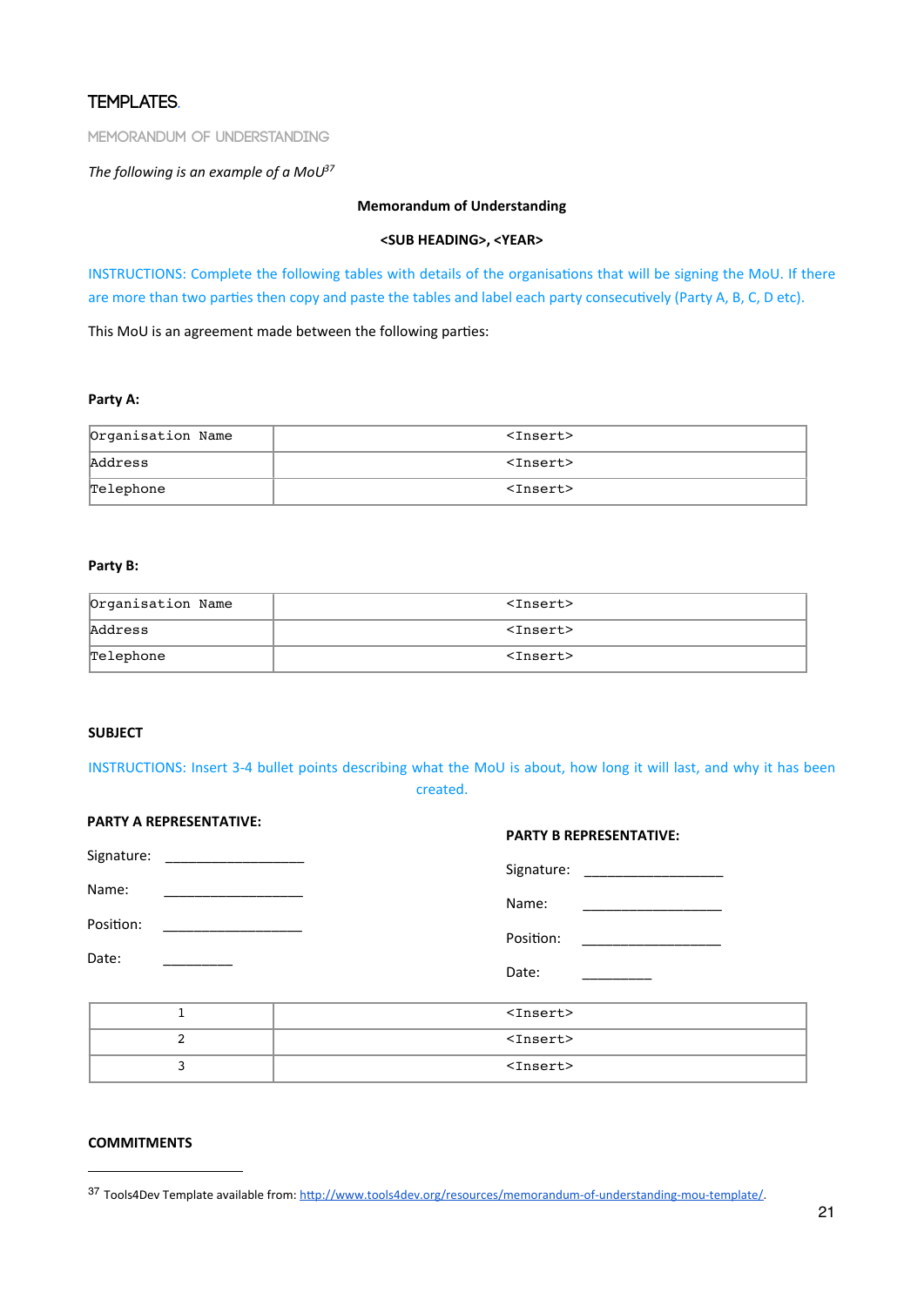# TEMPLATES.

## MEMORANDUM OF UNDERSTANDING

*The following is an example of a MoU*[37]

**Memorandum of Understanding**

**<SUB HEADING>, <YEAR>**

INSTRUCTIONS: Complete the following tables with details of the organisations that will be signing the MoU. If there are more than two parties then copy and paste the tables and label each party consecutively (Party A, B, C, D etc).

This MoU is an agreement made between the following parties:

**Party A:**

| Organisation Name | <Insert> |
|---|---|
| Address | <Insert> |
| Telephone | <Insert> |

**Party B:**

| Organisation Name | <Insert> |
|---|---|
| Address | <Insert> |
| Telephone | <Insert> |

**SUBJECT**

INSTRUCTIONS: Insert 3-4 bullet points describing what the MoU is about, how long it will last, and why it has been created.

**PARTY A REPRESENTATIVE:**

Signature: ___________________

Name: ___________________

Position: ___________________

Date: _________

**PARTY B REPRESENTATIVE:**

Signature: ___________________

Name: ___________________

Position: ___________________

Date: _________

| 1 | <Insert> |
|---|---|
| 2 | <Insert> |
| 3 | <Insert> |

**COMMITMENTS**

[37] Tools4Dev Template available from: http://www.tools4dev.org/resources/memorandum-of-understanding-mou-template/.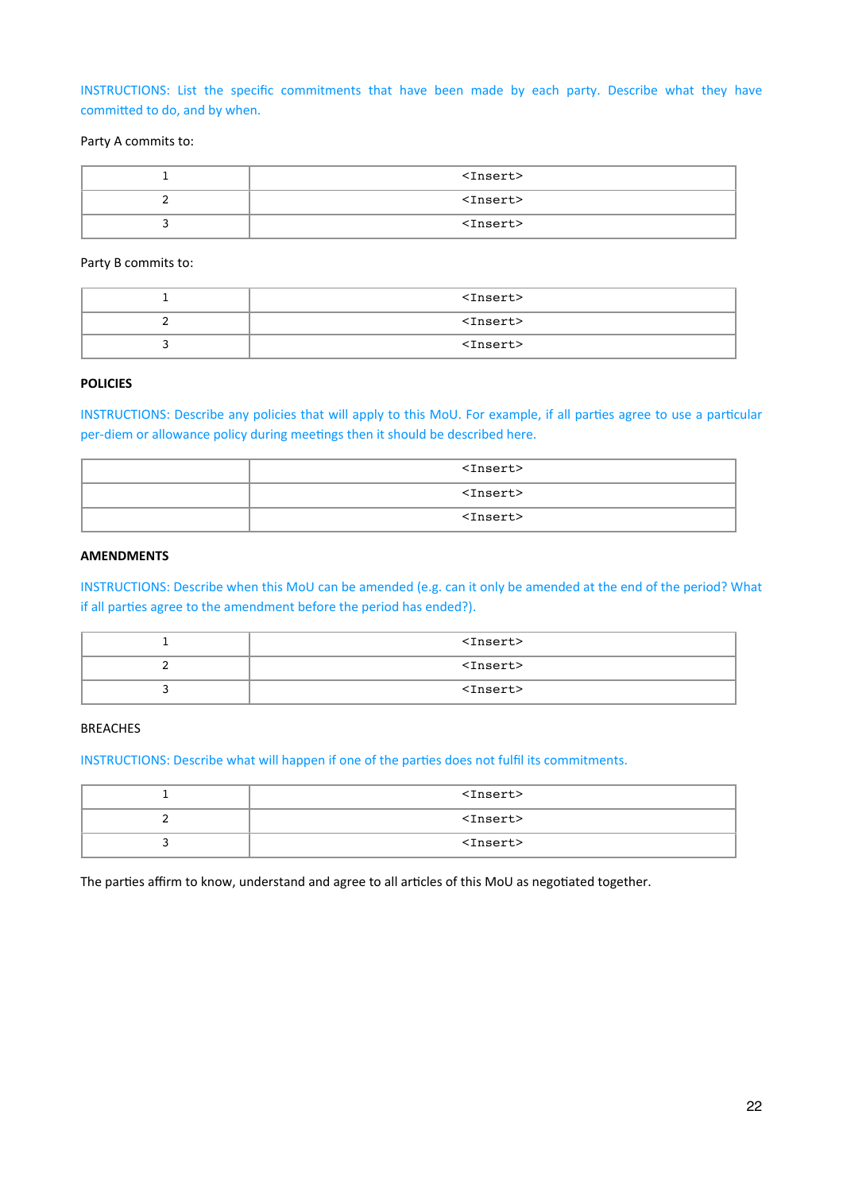INSTRUCTIONS: List the specific commitments that have been made by each party. Describe what they have committed to do, and by when.

Party A commits to:

| | |
|---|---|
| 1 | <Insert> |
| 2 | <Insert> |
| 3 | <Insert> |

Party B commits to:

| | |
|---|---|
| 1 | <Insert> |
| 2 | <Insert> |
| 3 | <Insert> |

**POLICIES**

INSTRUCTIONS: Describe any policies that will apply to this MoU. For example, if all parties agree to use a particular per-diem or allowance policy during meetings then it should be described here.

| | |
|---|---|
| | <Insert> |
| | <Insert> |
| | <Insert> |

**AMENDMENTS**

INSTRUCTIONS: Describe when this MoU can be amended (e.g. can it only be amended at the end of the period? What if all parties agree to the amendment before the period has ended?).

| | |
|---|---|
| 1 | <Insert> |
| 2 | <Insert> |
| 3 | <Insert> |

BREACHES

INSTRUCTIONS: Describe what will happen if one of the parties does not fulfil its commitments.

| | |
|---|---|
| 1 | <Insert> |
| 2 | <Insert> |
| 3 | <Insert> |

The parties affirm to know, understand and agree to all articles of this MoU as negotiated together.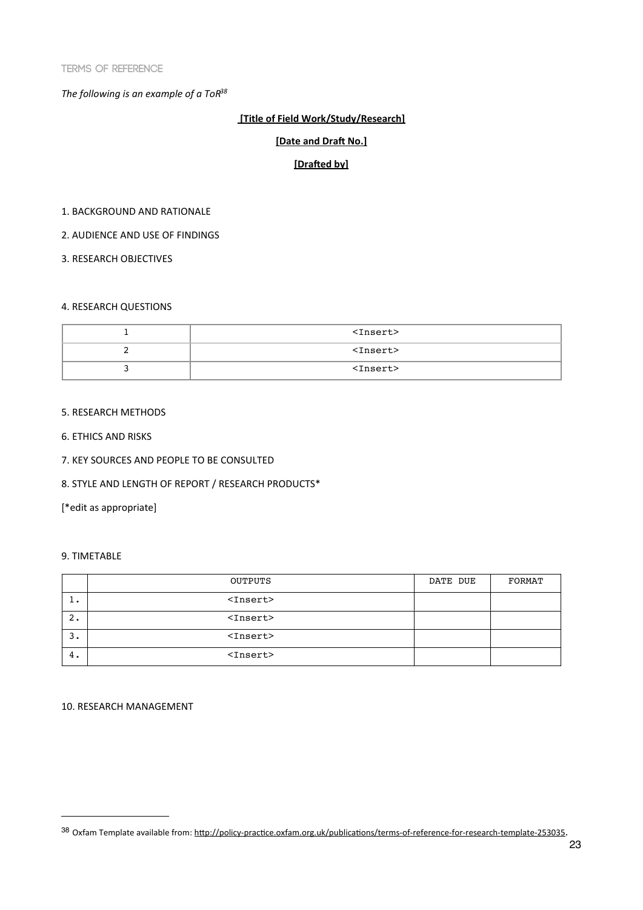## TERMS OF REFERENCE

*The following is an example of a ToR[38]*

**[Title of Field Work/Study/Research]**

**[Date and Draft No.]**

**[Drafted by]**

1. BACKGROUND AND RATIONALE

2. AUDIENCE AND USE OF FINDINGS

3. RESEARCH OBJECTIVES

4. RESEARCH QUESTIONS

| | |
|---|---|
| 1 | <Insert> |
| 2 | <Insert> |
| 3 | <Insert> |

5. RESEARCH METHODS

6. ETHICS AND RISKS

7. KEY SOURCES AND PEOPLE TO BE CONSULTED

8. STYLE AND LENGTH OF REPORT / RESEARCH PRODUCTS*

[*edit as appropriate]

9. TIMETABLE

| | OUTPUTS | DATE DUE | FORMAT |
|---|---|---|---|
| 1. | <Insert> | | |
| 2. | <Insert> | | |
| 3. | <Insert> | | |
| 4. | <Insert> | | |

10. RESEARCH MANAGEMENT

---

[38] Oxfam Template available from: http://policy-practice.oxfam.org.uk/publications/terms-of-reference-for-research-template-253035.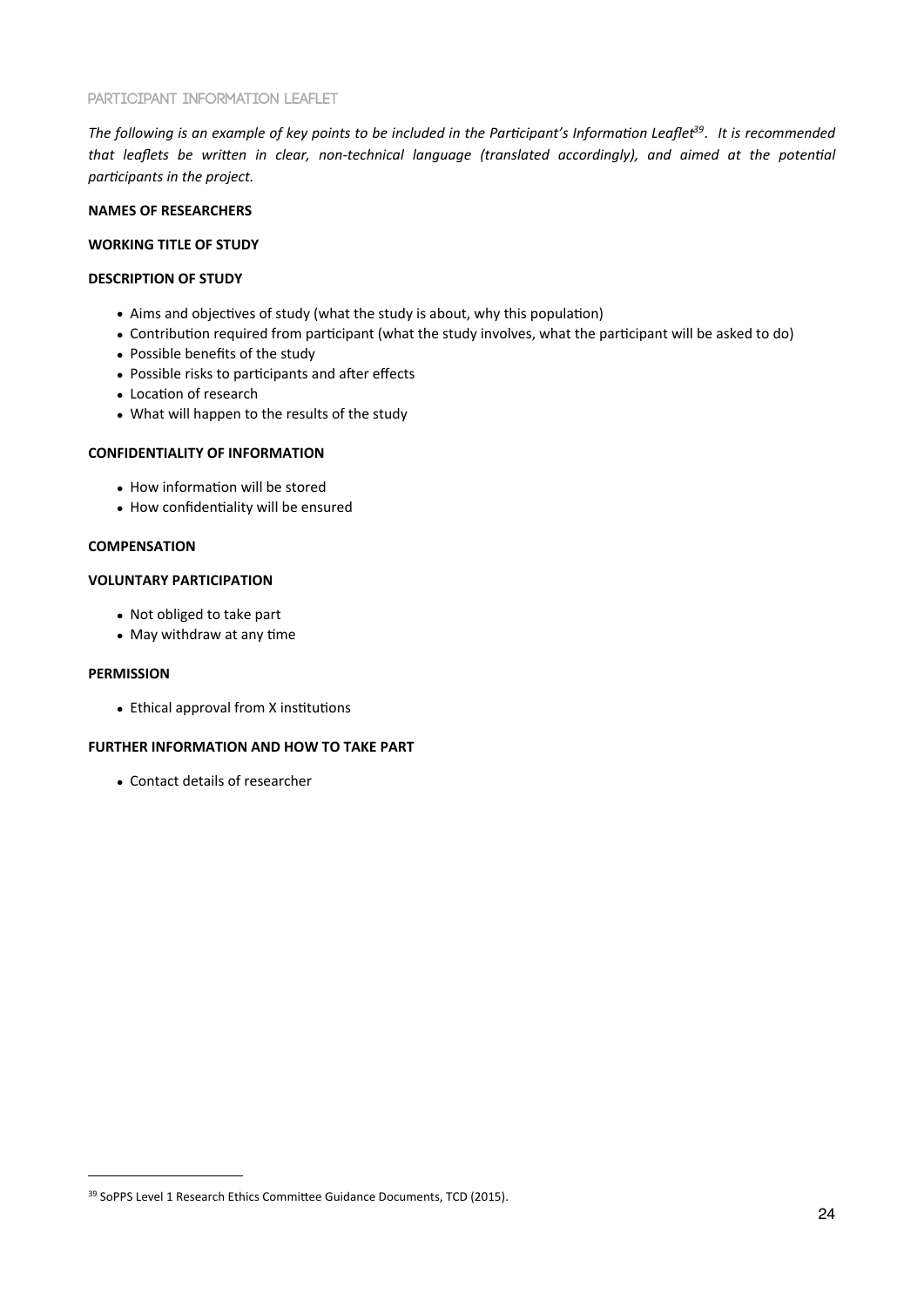## PARTICIPANT INFORMATION LEAFLET

*The following is an example of key points to be included in the Participant's Information Leaflet[39]. It is recommended that leaflets be written in clear, non-technical language (translated accordingly), and aimed at the potential participants in the project.*

**NAMES OF RESEARCHERS**

**WORKING TITLE OF STUDY**

**DESCRIPTION OF STUDY**

- Aims and objectives of study (what the study is about, why this population)
- Contribution required from participant (what the study involves, what the participant will be asked to do)
- Possible benefits of the study
- Possible risks to participants and after effects
- Location of research
- What will happen to the results of the study

**CONFIDENTIALITY OF INFORMATION**

- How information will be stored
- How confidentiality will be ensured

**COMPENSATION**

**VOLUNTARY PARTICIPATION**

- Not obliged to take part
- May withdraw at any time

**PERMISSION**

- Ethical approval from X institutions

**FURTHER INFORMATION AND HOW TO TAKE PART**

- Contact details of researcher

---

[39] SoPPS Level 1 Research Ethics Committee Guidance Documents, TCD (2015).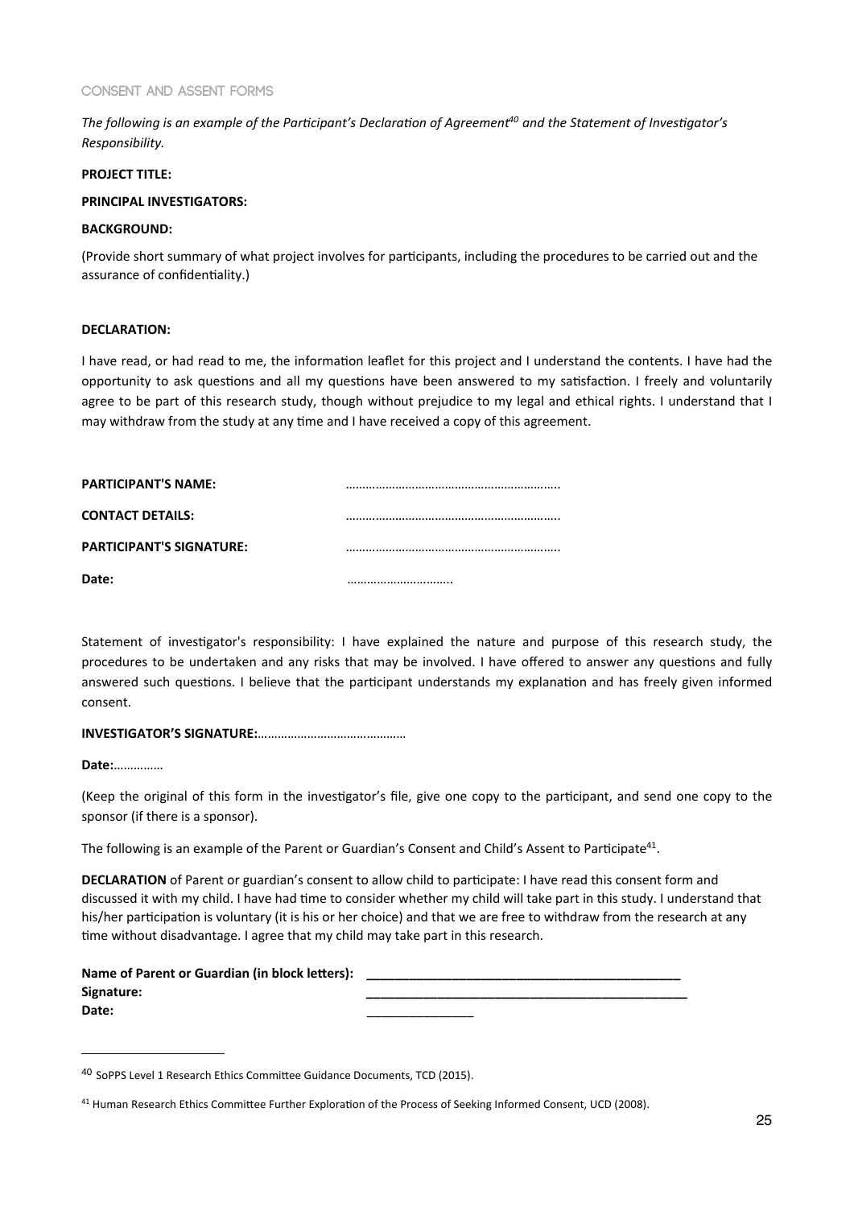## CONSENT AND ASSENT FORMS

*The following is an example of the Participant's Declaration of Agreement[40] and the Statement of Investigator's Responsibility.*

**PROJECT TITLE:**

**PRINCIPAL INVESTIGATORS:**

**BACKGROUND:**

(Provide short summary of what project involves for participants, including the procedures to be carried out and the assurance of confidentiality.)

**DECLARATION:**

I have read, or had read to me, the information leaflet for this project and I understand the contents. I have had the opportunity to ask questions and all my questions have been answered to my satisfaction. I freely and voluntarily agree to be part of this research study, though without prejudice to my legal and ethical rights. I understand that I may withdraw from the study at any time and I have received a copy of this agreement.

**PARTICIPANT'S NAME:** ……………………………………………………..

**CONTACT DETAILS:** ……………………………………………………..

**PARTICIPANT'S SIGNATURE:** ……………………………………………………..

**Date:** …………………………..

Statement of investigator's responsibility: I have explained the nature and purpose of this research study, the procedures to be undertaken and any risks that may be involved. I have offered to answer any questions and fully answered such questions. I believe that the participant understands my explanation and has freely given informed consent.

**INVESTIGATOR'S SIGNATURE:**………………………………………

**Date:**……………

(Keep the original of this form in the investigator's file, give one copy to the participant, and send one copy to the sponsor (if there is a sponsor).

The following is an example of the Parent or Guardian's Consent and Child's Assent to Participate[41].

**DECLARATION** of Parent or guardian's consent to allow child to participate: I have read this consent form and discussed it with my child. I have had time to consider whether my child will take part in this study. I understand that his/her participation is voluntary (it is his or her choice) and that we are free to withdraw from the research at any time without disadvantage. I agree that my child may take part in this research.

**Name of Parent or Guardian (in block letters):** ____________________________________________
**Signature:** ____________________________________________
**Date:** _______________

---

[40] SoPPS Level 1 Research Ethics Committee Guidance Documents, TCD (2015).

[41] Human Research Ethics Committee Further Exploration of the Process of Seeking Informed Consent, UCD (2008).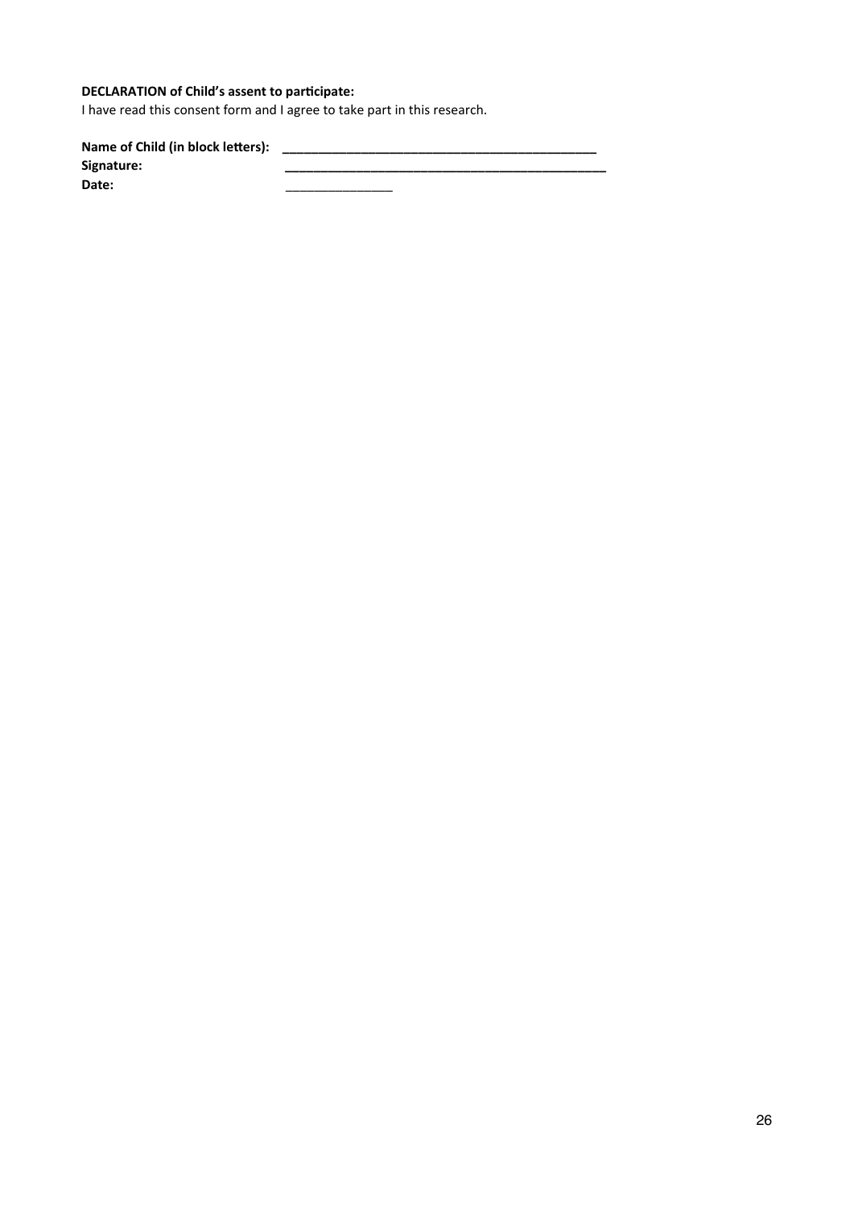**DECLARATION of Child's assent to participate:**

I have read this consent form and I agree to take part in this research.

**Name of Child (in block letters):** ____________________________________________

**Signature:** ____________________________________________

**Date:** _______________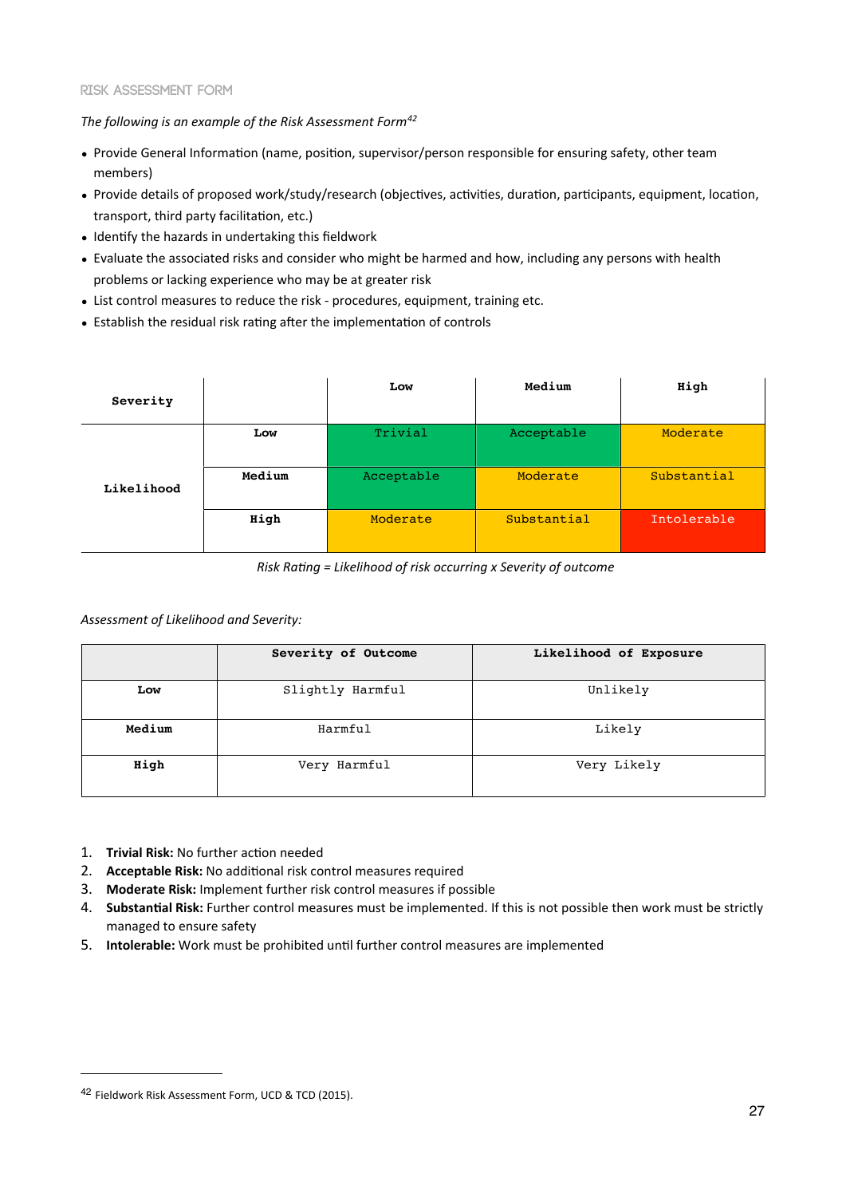### RISK ASSESSMENT FORM

*The following is an example of the Risk Assessment Form*[42]

- Provide General Information (name, position, supervisor/person responsible for ensuring safety, other team members)
- Provide details of proposed work/study/research (objectives, activities, duration, participants, equipment, location, transport, third party facilitation, etc.)
- Identify the hazards in undertaking this fieldwork
- Evaluate the associated risks and consider who might be harmed and how, including any persons with health problems or lacking experience who may be at greater risk
- List control measures to reduce the risk - procedures, equipment, training etc.
- Establish the residual risk rating after the implementation of controls

| **Severity** | | **Low** | **Medium** | **High** |
|---|---|---|---|---|
| **Likelihood** | **Low** | Trivial | Acceptable | Moderate |
| | **Medium** | Acceptable | Moderate | Substantial |
| | **High** | Moderate | Substantial | Intolerable |

*Risk Rating = Likelihood of risk occurring x Severity of outcome*

*Assessment of Likelihood and Severity:*

| | **Severity of Outcome** | **Likelihood of Exposure** |
|---|---|---|
| **Low** | Slightly Harmful | Unlikely |
| **Medium** | Harmful | Likely |
| **High** | Very Harmful | Very Likely |

1. **Trivial Risk:** No further action needed
2. **Acceptable Risk:** No additional risk control measures required
3. **Moderate Risk:** Implement further risk control measures if possible
4. **Substantial Risk:** Further control measures must be implemented. If this is not possible then work must be strictly managed to ensure safety
5. **Intolerable:** Work must be prohibited until further control measures are implemented

---

[42] Fieldwork Risk Assessment Form, UCD & TCD (2015).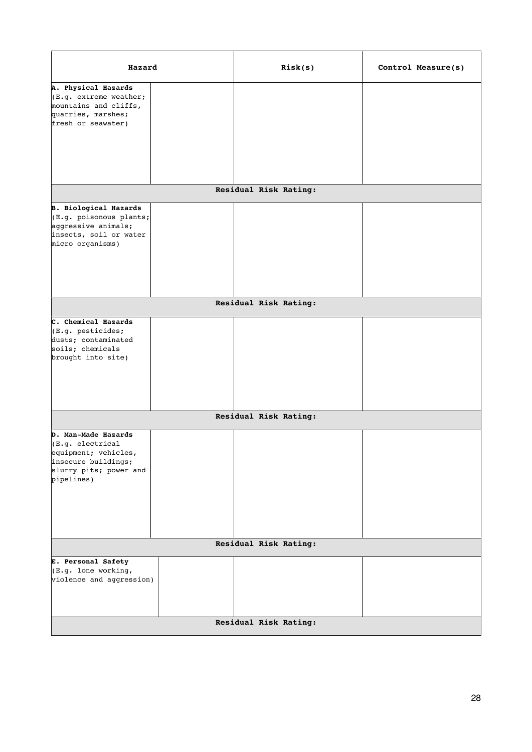| Hazard | | Risk(s) | Control Measure(s) |
|---|---|---|---|
| **A. Physical Hazards** (E.g. extreme weather; mountains and cliffs, quarries, marshes; fresh or seawater) | | | |
| **Residual Risk Rating:** | | | |
| **B. Biological Hazards** (E.g. poisonous plants; aggressive animals; insects, soil or water micro organisms) | | | |
| **Residual Risk Rating:** | | | |
| **C. Chemical Hazards** (E.g. pesticides; dusts; contaminated soils; chemicals brought into site) | | | |
| **Residual Risk Rating:** | | | |
| **D. Man-Made Hazards** (E.g. electrical equipment; vehicles, insecure buildings; slurry pits; power and pipelines) | | | |
| **Residual Risk Rating:** | | | |
| **E. Personal Safety** (E.g. lone working, violence and aggression) | | | |
| **Residual Risk Rating:** | | | |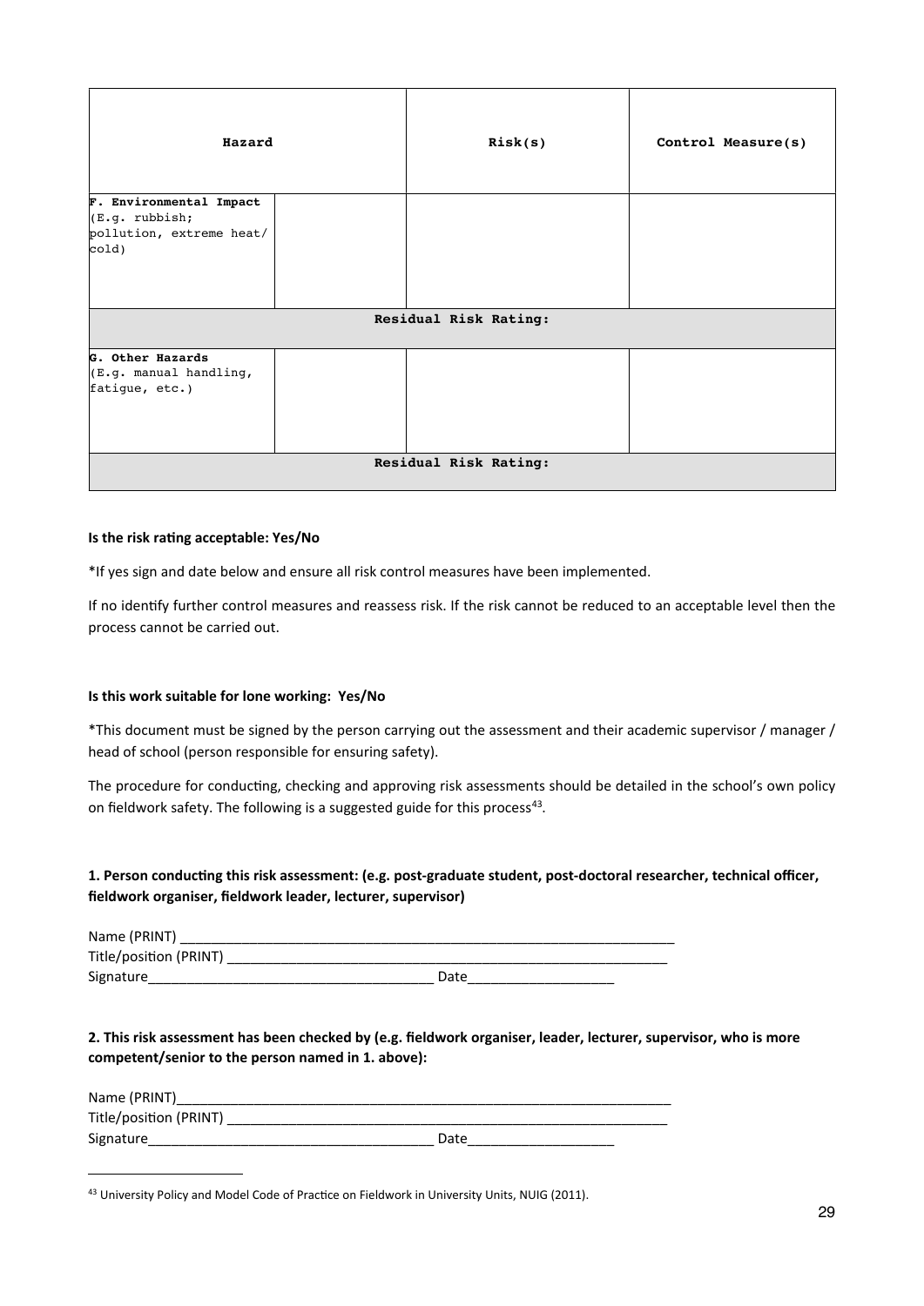| Hazard | | Risk(s) | Control Measure(s) |
|---|---|---|---|
| **F. Environmental Impact** (E.g. rubbish; pollution, extreme heat/ cold) | | | |
| **Residual Risk Rating:** | | | |
| **G. Other Hazards** (E.g. manual handling, fatigue, etc.) | | | |
| **Residual Risk Rating:** | | | |

**Is the risk rating acceptable: Yes/No**

*If yes sign and date below and ensure all risk control measures have been implemented.

If no identify further control measures and reassess risk. If the risk cannot be reduced to an acceptable level then the process cannot be carried out.

**Is this work suitable for lone working: Yes/No**

*This document must be signed by the person carrying out the assessment and their academic supervisor / manager / head of school (person responsible for ensuring safety).

The procedure for conducting, checking and approving risk assessments should be detailed in the school's own policy on fieldwork safety. The following is a suggested guide for this process[43].

**1. Person conducting this risk assessment: (e.g. post-graduate student, post-doctoral researcher, technical officer, fieldwork organiser, fieldwork leader, lecturer, supervisor)**

Name (PRINT) ________________________________________________________________
Title/position (PRINT) ___________________________________________________________
Signature____________________________________ Date___________________

**2. This risk assessment has been checked by (e.g. fieldwork organiser, leader, lecturer, supervisor, who is more competent/senior to the person named in 1. above):**

Name (PRINT)________________________________________________________________
Title/position (PRINT) ___________________________________________________________
Signature____________________________________ Date___________________

[43] University Policy and Model Code of Practice on Fieldwork in University Units, NUIG (2011).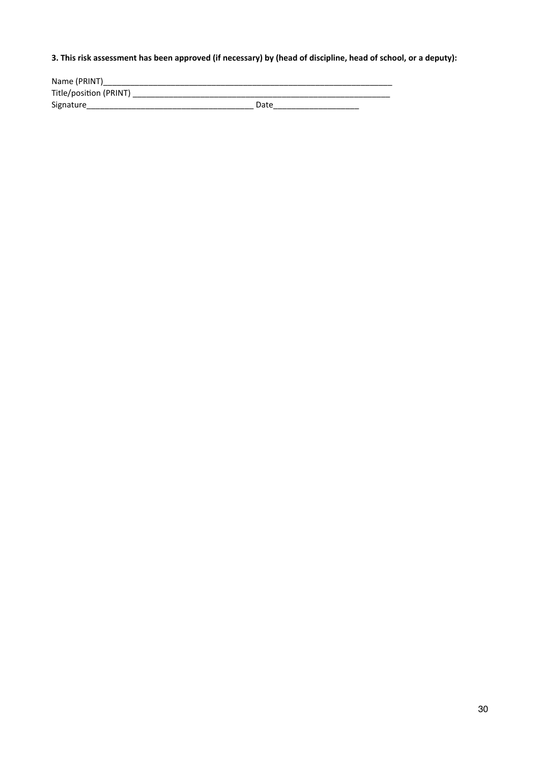**3. This risk assessment has been approved (if necessary) by (head of discipline, head of school, or a deputy):**

Name (PRINT)____________________________________________________________________

Title/position (PRINT) ______________________________________________________________

Signature______________________________________ Date___________________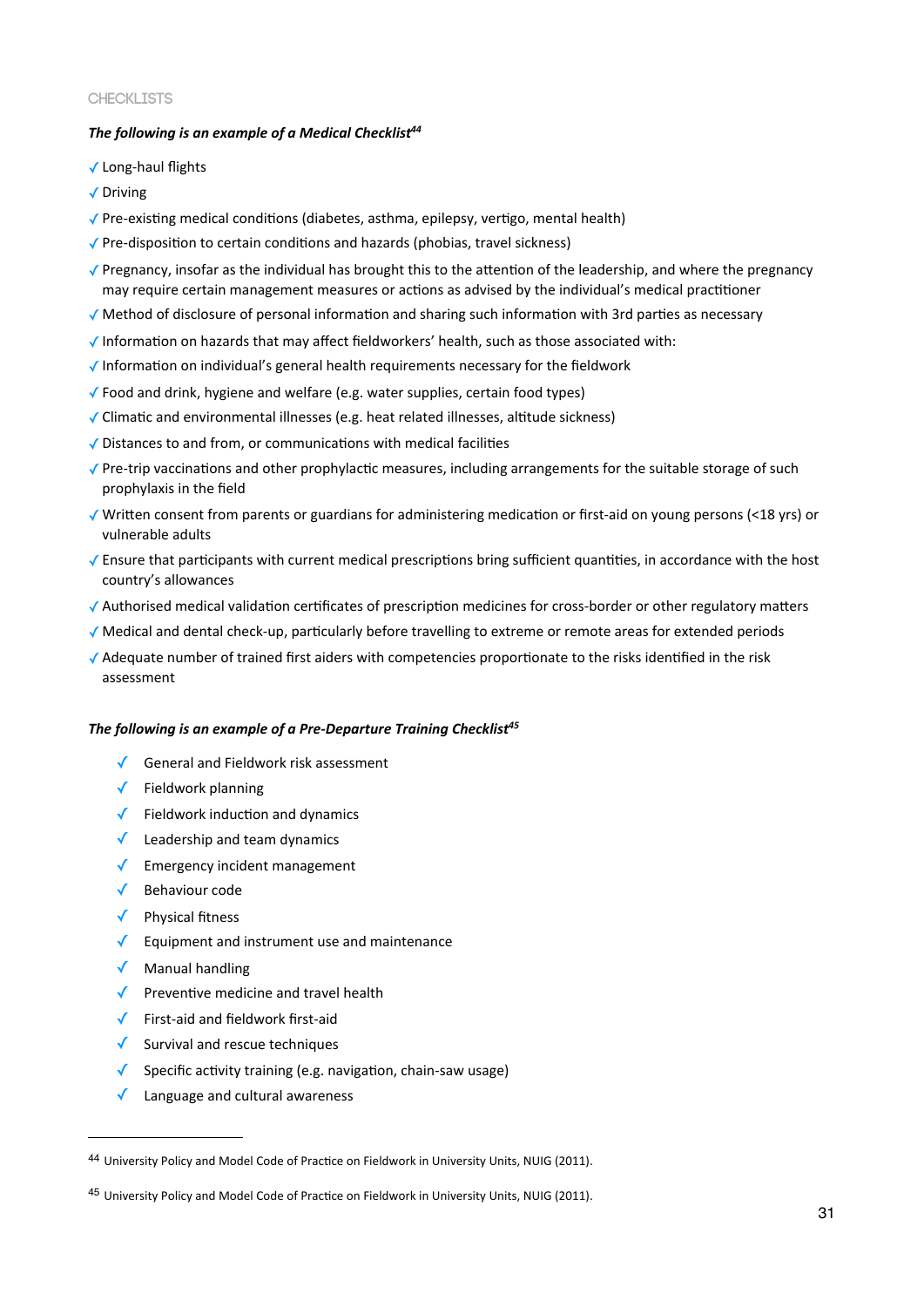CHECKLISTS

***The following is an example of a Medical Checklist***[44]

- ✓ Long-haul flights
- ✓ Driving
- ✓ Pre-existing medical conditions (diabetes, asthma, epilepsy, vertigo, mental health)
- ✓ Pre-disposition to certain conditions and hazards (phobias, travel sickness)
- ✓ Pregnancy, insofar as the individual has brought this to the attention of the leadership, and where the pregnancy may require certain management measures or actions as advised by the individual's medical practitioner
- ✓ Method of disclosure of personal information and sharing such information with 3rd parties as necessary
- ✓ Information on hazards that may affect fieldworkers' health, such as those associated with:
- ✓ Information on individual's general health requirements necessary for the fieldwork
- ✓ Food and drink, hygiene and welfare (e.g. water supplies, certain food types)
- ✓ Climatic and environmental illnesses (e.g. heat related illnesses, altitude sickness)
- ✓ Distances to and from, or communications with medical facilities
- ✓ Pre-trip vaccinations and other prophylactic measures, including arrangements for the suitable storage of such prophylaxis in the field
- ✓ Written consent from parents or guardians for administering medication or first-aid on young persons (<18 yrs) or vulnerable adults
- ✓ Ensure that participants with current medical prescriptions bring sufficient quantities, in accordance with the host country's allowances
- ✓ Authorised medical validation certificates of prescription medicines for cross-border or other regulatory matters
- ✓ Medical and dental check-up, particularly before travelling to extreme or remote areas for extended periods
- ✓ Adequate number of trained first aiders with competencies proportionate to the risks identified in the risk assessment

***The following is an example of a Pre-Departure Training Checklist***[45]

- ✓ General and Fieldwork risk assessment
- ✓ Fieldwork planning
- ✓ Fieldwork induction and dynamics
- ✓ Leadership and team dynamics
- ✓ Emergency incident management
- ✓ Behaviour code
- ✓ Physical fitness
- ✓ Equipment and instrument use and maintenance
- ✓ Manual handling
- ✓ Preventive medicine and travel health
- ✓ First-aid and fieldwork first-aid
- ✓ Survival and rescue techniques
- ✓ Specific activity training (e.g. navigation, chain-saw usage)
- ✓ Language and cultural awareness

---

[44] University Policy and Model Code of Practice on Fieldwork in University Units, NUIG (2011).

[45] University Policy and Model Code of Practice on Fieldwork in University Units, NUIG (2011).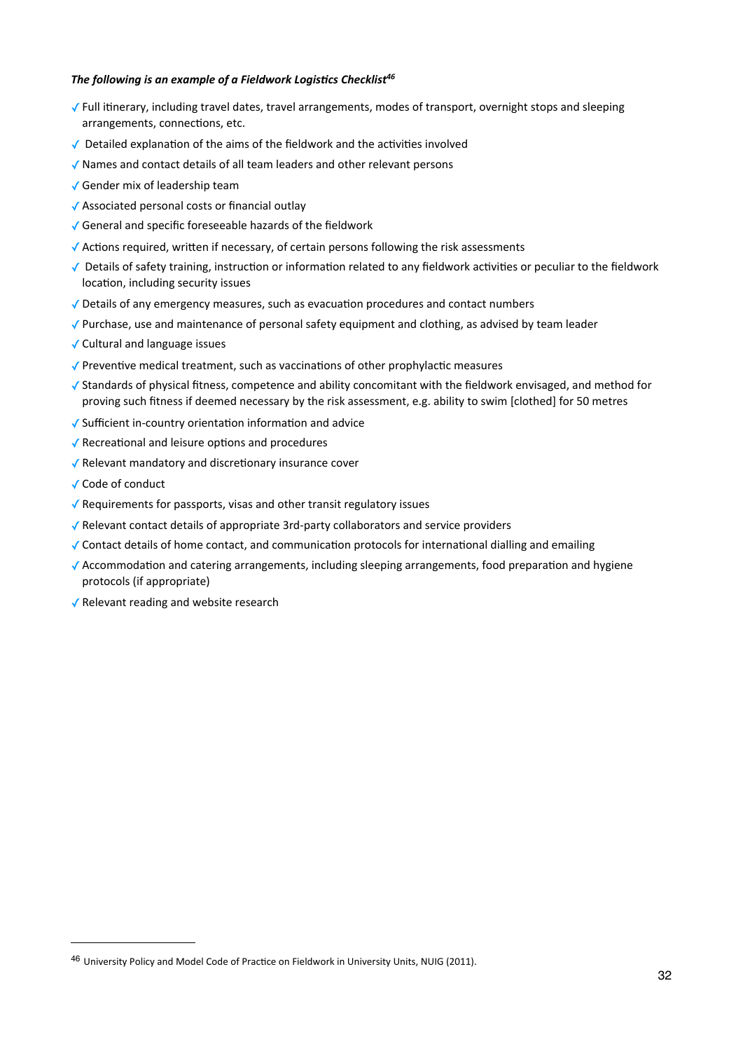***The following is an example of a Fieldwork Logistics Checklist[46]***

- ✓ Full itinerary, including travel dates, travel arrangements, modes of transport, overnight stops and sleeping arrangements, connections, etc.
- ✓ Detailed explanation of the aims of the fieldwork and the activities involved
- ✓ Names and contact details of all team leaders and other relevant persons
- ✓ Gender mix of leadership team
- ✓ Associated personal costs or financial outlay
- ✓ General and specific foreseeable hazards of the fieldwork
- ✓ Actions required, written if necessary, of certain persons following the risk assessments
- ✓ Details of safety training, instruction or information related to any fieldwork activities or peculiar to the fieldwork location, including security issues
- ✓ Details of any emergency measures, such as evacuation procedures and contact numbers
- ✓ Purchase, use and maintenance of personal safety equipment and clothing, as advised by team leader
- ✓ Cultural and language issues
- ✓ Preventive medical treatment, such as vaccinations of other prophylactic measures
- ✓ Standards of physical fitness, competence and ability concomitant with the fieldwork envisaged, and method for proving such fitness if deemed necessary by the risk assessment, e.g. ability to swim [clothed] for 50 metres
- ✓ Sufficient in-country orientation information and advice
- ✓ Recreational and leisure options and procedures
- ✓ Relevant mandatory and discretionary insurance cover
- ✓ Code of conduct
- ✓ Requirements for passports, visas and other transit regulatory issues
- ✓ Relevant contact details of appropriate 3rd-party collaborators and service providers
- ✓ Contact details of home contact, and communication protocols for international dialling and emailing
- ✓ Accommodation and catering arrangements, including sleeping arrangements, food preparation and hygiene protocols (if appropriate)
- ✓ Relevant reading and website research

---

[46] University Policy and Model Code of Practice on Fieldwork in University Units, NUIG (2011).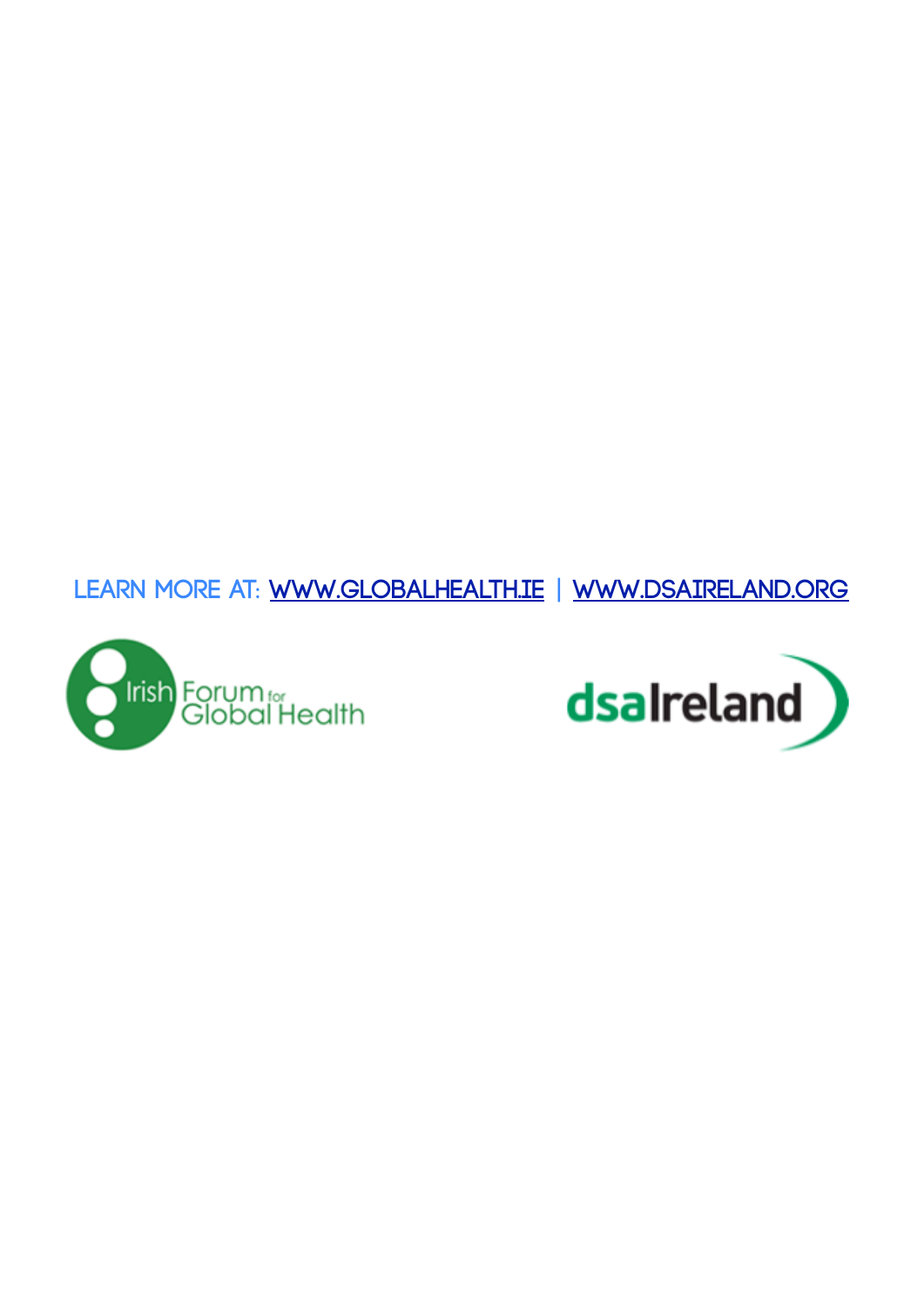LEARN MORE AT: WWW.GLOBALHEALTH.IE | WWW.DSAIRELAND.ORG

Irish Forum for Global Health

dsaIreland